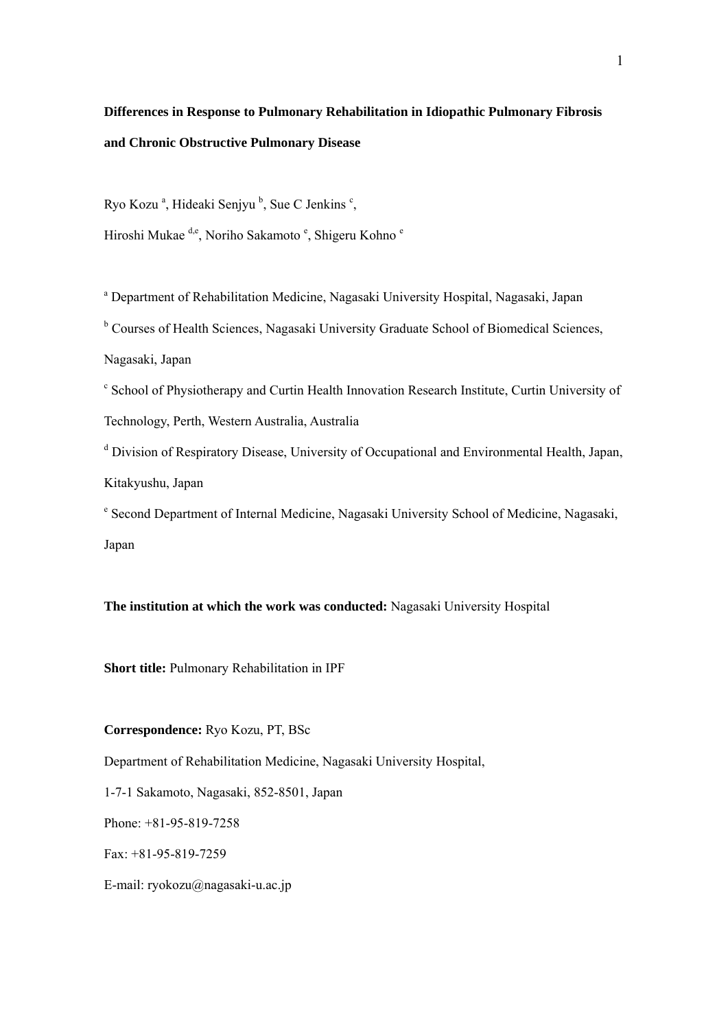# Differences in Response to Pulmonary Rehabilitation in Idiopathic Pulmonary Fibrosis and Chronic Obstructive Pulmonary Disease

Ryo Kozu [a], Hideaki Senjyu [b], Sue C Jenkins [c],

Hiroshi Mukae [d,e], Noriho Sakamoto [e], Shigeru Kohno [e]

[a] Department of Rehabilitation Medicine, Nagasaki University Hospital, Nagasaki, Japan

[b] Courses of Health Sciences, Nagasaki University Graduate School of Biomedical Sciences, Nagasaki, Japan

[c] School of Physiotherapy and Curtin Health Innovation Research Institute, Curtin University of Technology, Perth, Western Australia, Australia

[d] Division of Respiratory Disease, University of Occupational and Environmental Health, Japan, Kitakyushu, Japan

[e] Second Department of Internal Medicine, Nagasaki University School of Medicine, Nagasaki, Japan

**The institution at which the work was conducted:** Nagasaki University Hospital

**Short title:** Pulmonary Rehabilitation in IPF

**Correspondence:** Ryo Kozu, PT, BSc

Department of Rehabilitation Medicine, Nagasaki University Hospital,

1-7-1 Sakamoto, Nagasaki, 852-8501, Japan

Phone: +81-95-819-7258

Fax: +81-95-819-7259

E-mail: ryokozu@nagasaki-u.ac.jp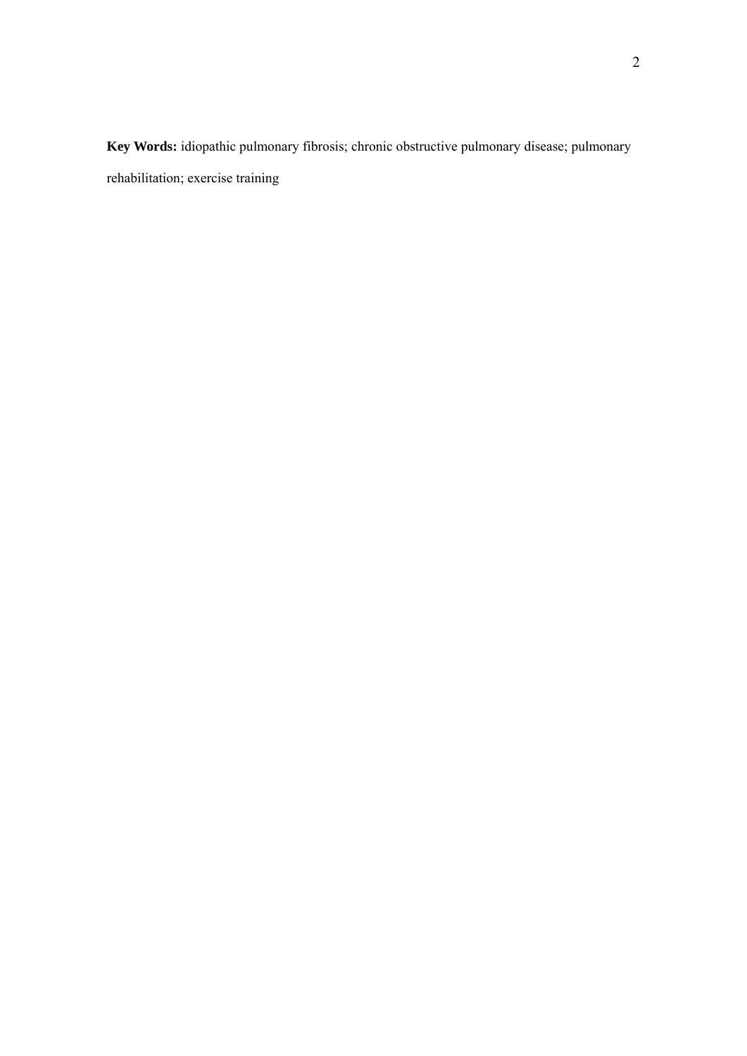**Key Words:** idiopathic pulmonary fibrosis; chronic obstructive pulmonary disease; pulmonary rehabilitation; exercise training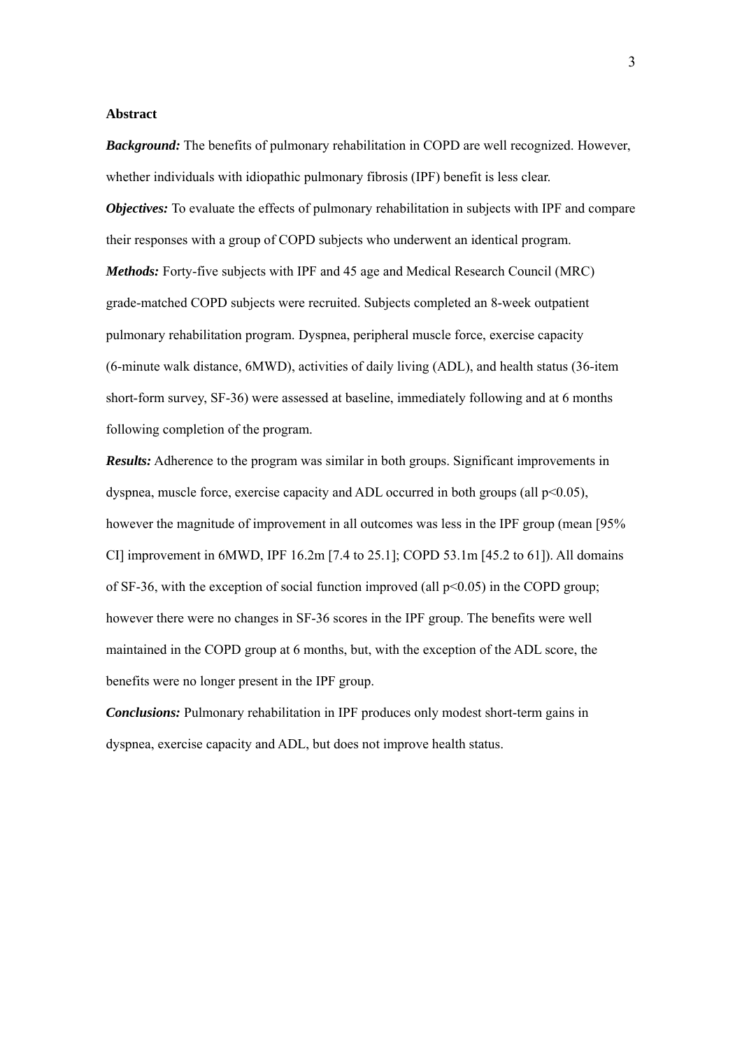## Abstract

***Background:*** The benefits of pulmonary rehabilitation in COPD are well recognized. However, whether individuals with idiopathic pulmonary fibrosis (IPF) benefit is less clear.

***Objectives:*** To evaluate the effects of pulmonary rehabilitation in subjects with IPF and compare their responses with a group of COPD subjects who underwent an identical program.

***Methods:*** Forty-five subjects with IPF and 45 age and Medical Research Council (MRC) grade-matched COPD subjects were recruited. Subjects completed an 8-week outpatient pulmonary rehabilitation program. Dyspnea, peripheral muscle force, exercise capacity (6-minute walk distance, 6MWD), activities of daily living (ADL), and health status (36-item short-form survey, SF-36) were assessed at baseline, immediately following and at 6 months following completion of the program.

***Results:*** Adherence to the program was similar in both groups. Significant improvements in dyspnea, muscle force, exercise capacity and ADL occurred in both groups (all $p<0.05$), however the magnitude of improvement in all outcomes was less in the IPF group (mean [95% CI] improvement in 6MWD, IPF 16.2m [7.4 to 25.1]; COPD 53.1m [45.2 to 61]). All domains of SF-36, with the exception of social function improved (all $p<0.05$) in the COPD group; however there were no changes in SF-36 scores in the IPF group. The benefits were well maintained in the COPD group at 6 months, but, with the exception of the ADL score, the benefits were no longer present in the IPF group.

***Conclusions:*** Pulmonary rehabilitation in IPF produces only modest short-term gains in dyspnea, exercise capacity and ADL, but does not improve health status.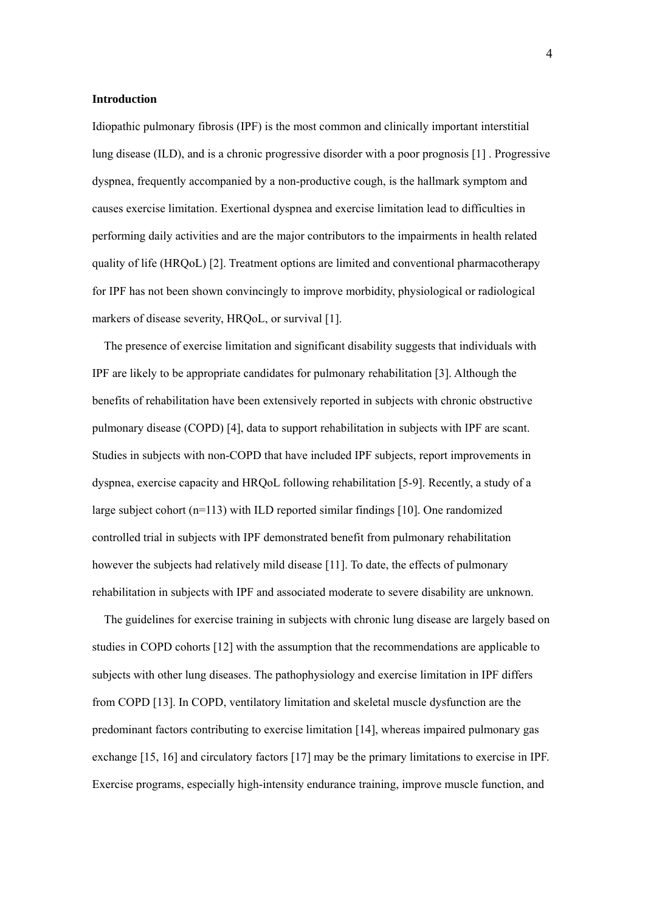## Introduction

Idiopathic pulmonary fibrosis (IPF) is the most common and clinically important interstitial lung disease (ILD), and is a chronic progressive disorder with a poor prognosis [1] . Progressive dyspnea, frequently accompanied by a non-productive cough, is the hallmark symptom and causes exercise limitation. Exertional dyspnea and exercise limitation lead to difficulties in performing daily activities and are the major contributors to the impairments in health related quality of life (HRQoL) [2]. Treatment options are limited and conventional pharmacotherapy for IPF has not been shown convincingly to improve morbidity, physiological or radiological markers of disease severity, HRQoL, or survival [1].

The presence of exercise limitation and significant disability suggests that individuals with IPF are likely to be appropriate candidates for pulmonary rehabilitation [3]. Although the benefits of rehabilitation have been extensively reported in subjects with chronic obstructive pulmonary disease (COPD) [4], data to support rehabilitation in subjects with IPF are scant. Studies in subjects with non-COPD that have included IPF subjects, report improvements in dyspnea, exercise capacity and HRQoL following rehabilitation [5-9]. Recently, a study of a large subject cohort (n=113) with ILD reported similar findings [10]. One randomized controlled trial in subjects with IPF demonstrated benefit from pulmonary rehabilitation however the subjects had relatively mild disease [11]. To date, the effects of pulmonary rehabilitation in subjects with IPF and associated moderate to severe disability are unknown.

The guidelines for exercise training in subjects with chronic lung disease are largely based on studies in COPD cohorts [12] with the assumption that the recommendations are applicable to subjects with other lung diseases. The pathophysiology and exercise limitation in IPF differs from COPD [13]. In COPD, ventilatory limitation and skeletal muscle dysfunction are the predominant factors contributing to exercise limitation [14], whereas impaired pulmonary gas exchange [15, 16] and circulatory factors [17] may be the primary limitations to exercise in IPF. Exercise programs, especially high-intensity endurance training, improve muscle function, and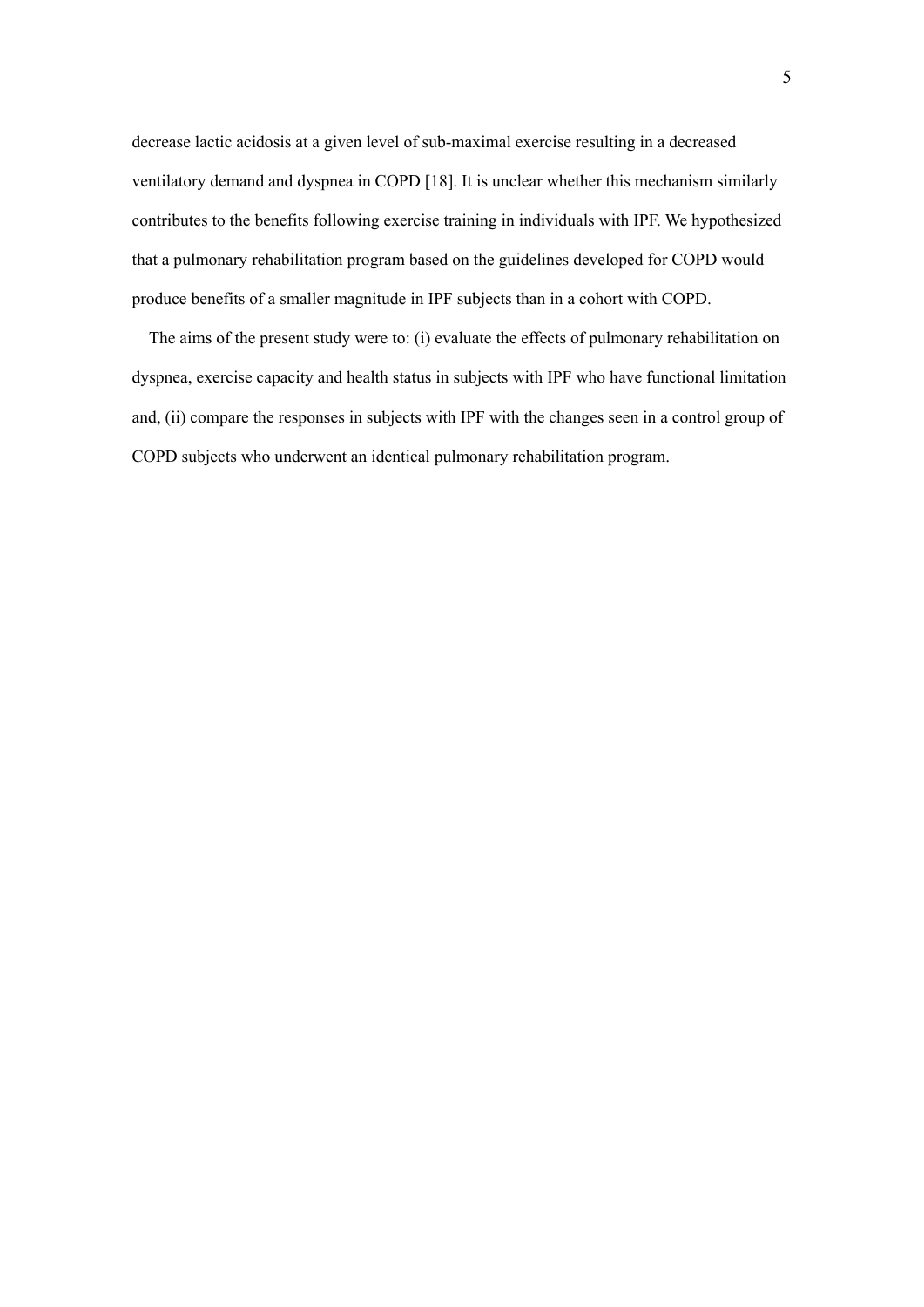decrease lactic acidosis at a given level of sub-maximal exercise resulting in a decreased ventilatory demand and dyspnea in COPD [18]. It is unclear whether this mechanism similarly contributes to the benefits following exercise training in individuals with IPF. We hypothesized that a pulmonary rehabilitation program based on the guidelines developed for COPD would produce benefits of a smaller magnitude in IPF subjects than in a cohort with COPD.

The aims of the present study were to: (i) evaluate the effects of pulmonary rehabilitation on dyspnea, exercise capacity and health status in subjects with IPF who have functional limitation and, (ii) compare the responses in subjects with IPF with the changes seen in a control group of COPD subjects who underwent an identical pulmonary rehabilitation program.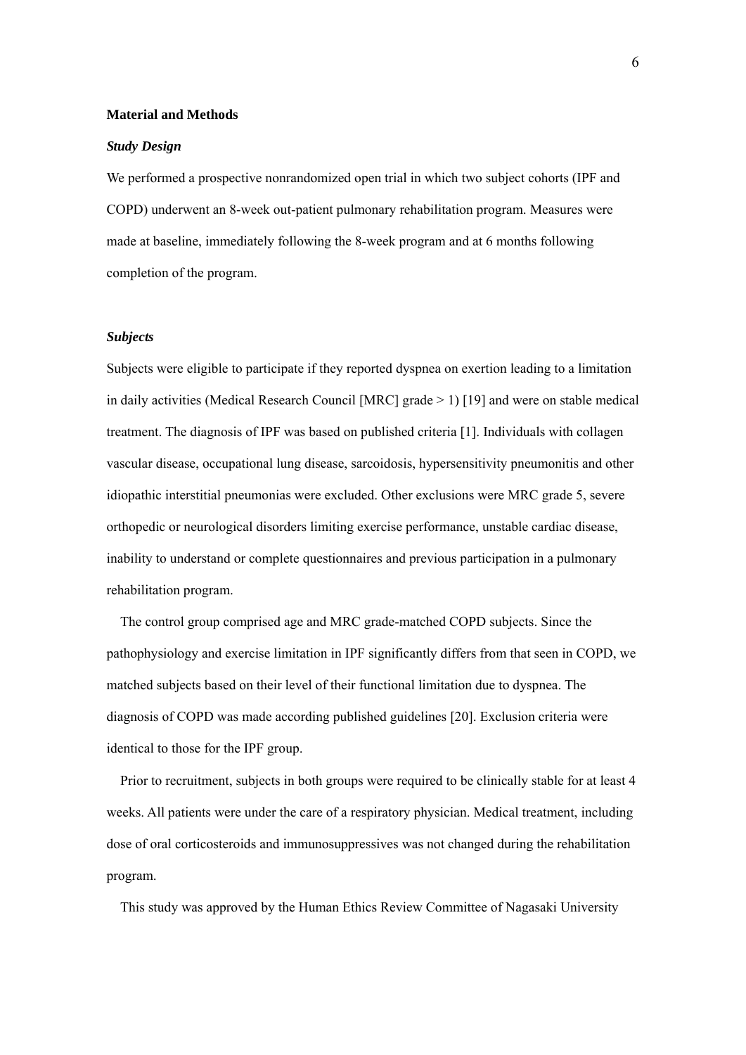**Material and Methods**

***Study Design***

We performed a prospective nonrandomized open trial in which two subject cohorts (IPF and COPD) underwent an 8-week out-patient pulmonary rehabilitation program. Measures were made at baseline, immediately following the 8-week program and at 6 months following completion of the program.

***Subjects***

Subjects were eligible to participate if they reported dyspnea on exertion leading to a limitation in daily activities (Medical Research Council [MRC] grade > 1) [19] and were on stable medical treatment. The diagnosis of IPF was based on published criteria [1]. Individuals with collagen vascular disease, occupational lung disease, sarcoidosis, hypersensitivity pneumonitis and other idiopathic interstitial pneumonias were excluded. Other exclusions were MRC grade 5, severe orthopedic or neurological disorders limiting exercise performance, unstable cardiac disease, inability to understand or complete questionnaires and previous participation in a pulmonary rehabilitation program.

The control group comprised age and MRC grade-matched COPD subjects. Since the pathophysiology and exercise limitation in IPF significantly differs from that seen in COPD, we matched subjects based on their level of their functional limitation due to dyspnea. The diagnosis of COPD was made according published guidelines [20]. Exclusion criteria were identical to those for the IPF group.

Prior to recruitment, subjects in both groups were required to be clinically stable for at least 4 weeks. All patients were under the care of a respiratory physician. Medical treatment, including dose of oral corticosteroids and immunosuppressives was not changed during the rehabilitation program.

This study was approved by the Human Ethics Review Committee of Nagasaki University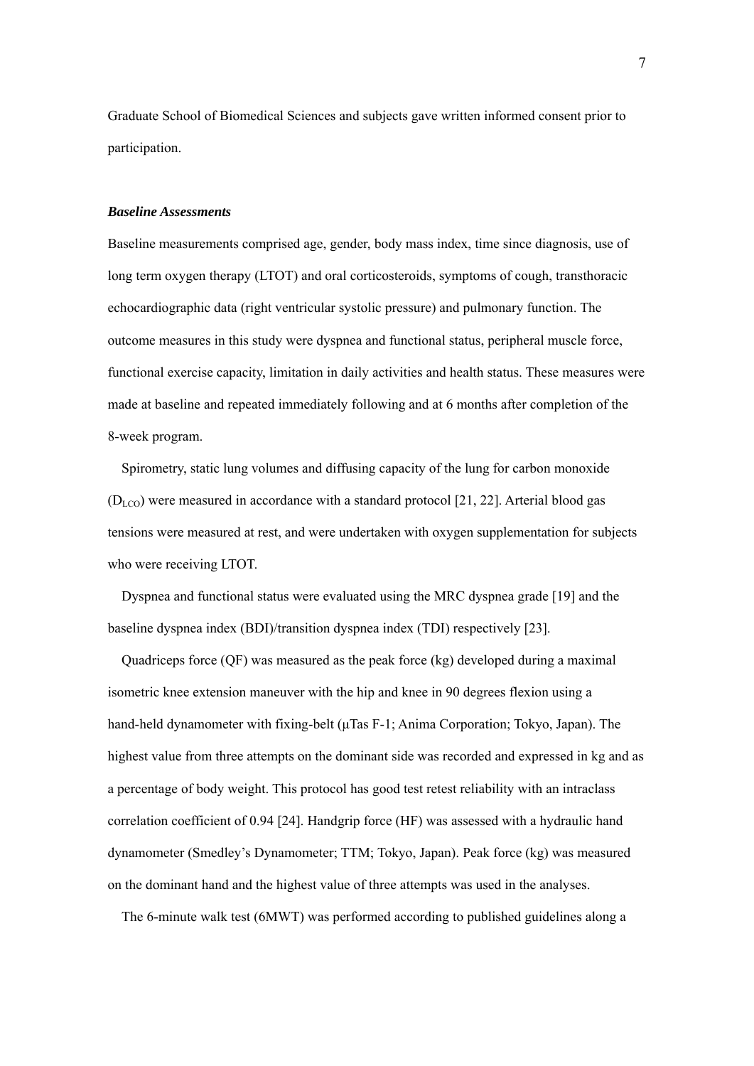Graduate School of Biomedical Sciences and subjects gave written informed consent prior to participation.

### *Baseline Assessments*

Baseline measurements comprised age, gender, body mass index, time since diagnosis, use of long term oxygen therapy (LTOT) and oral corticosteroids, symptoms of cough, transthoracic echocardiographic data (right ventricular systolic pressure) and pulmonary function. The outcome measures in this study were dyspnea and functional status, peripheral muscle force, functional exercise capacity, limitation in daily activities and health status. These measures were made at baseline and repeated immediately following and at 6 months after completion of the 8-week program.

Spirometry, static lung volumes and diffusing capacity of the lung for carbon monoxide ($D_{LCO}$) were measured in accordance with a standard protocol [21, 22]. Arterial blood gas tensions were measured at rest, and were undertaken with oxygen supplementation for subjects who were receiving LTOT.

Dyspnea and functional status were evaluated using the MRC dyspnea grade [19] and the baseline dyspnea index (BDI)/transition dyspnea index (TDI) respectively [23].

Quadriceps force (QF) was measured as the peak force (kg) developed during a maximal isometric knee extension maneuver with the hip and knee in 90 degrees flexion using a hand-held dynamometer with fixing-belt (μTas F-1; Anima Corporation; Tokyo, Japan). The highest value from three attempts on the dominant side was recorded and expressed in kg and as a percentage of body weight. This protocol has good test retest reliability with an intraclass correlation coefficient of 0.94 [24]. Handgrip force (HF) was assessed with a hydraulic hand dynamometer (Smedley's Dynamometer; TTM; Tokyo, Japan). Peak force (kg) was measured on the dominant hand and the highest value of three attempts was used in the analyses.

The 6-minute walk test (6MWT) was performed according to published guidelines along a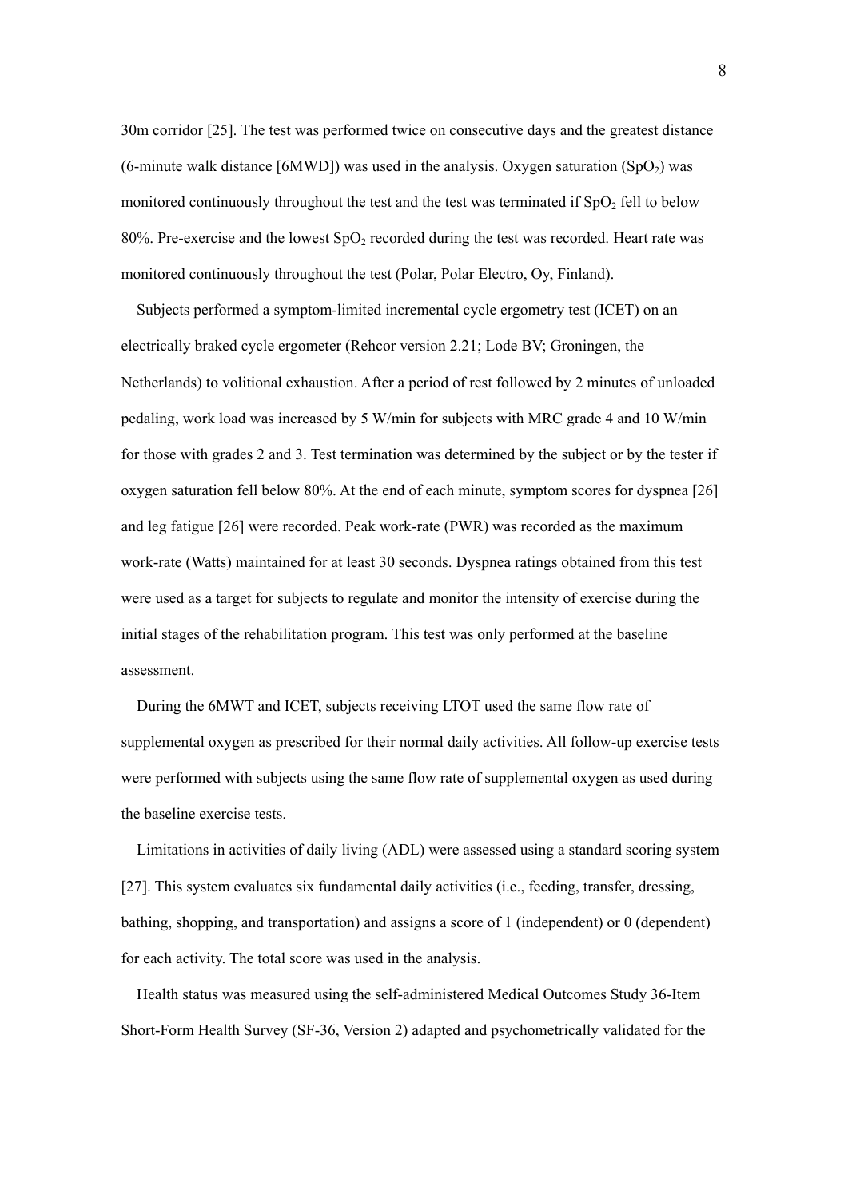30m corridor [25]. The test was performed twice on consecutive days and the greatest distance (6-minute walk distance [6MWD]) was used in the analysis. Oxygen saturation ($SpO_2$) was monitored continuously throughout the test and the test was terminated if $SpO_2$ fell to below 80%. Pre-exercise and the lowest $SpO_2$ recorded during the test was recorded. Heart rate was monitored continuously throughout the test (Polar, Polar Electro, Oy, Finland).

Subjects performed a symptom-limited incremental cycle ergometry test (ICET) on an electrically braked cycle ergometer (Rehcor version 2.21; Lode BV; Groningen, the Netherlands) to volitional exhaustion. After a period of rest followed by 2 minutes of unloaded pedaling, work load was increased by 5 W/min for subjects with MRC grade 4 and 10 W/min for those with grades 2 and 3. Test termination was determined by the subject or by the tester if oxygen saturation fell below 80%. At the end of each minute, symptom scores for dyspnea [26] and leg fatigue [26] were recorded. Peak work-rate (PWR) was recorded as the maximum work-rate (Watts) maintained for at least 30 seconds. Dyspnea ratings obtained from this test were used as a target for subjects to regulate and monitor the intensity of exercise during the initial stages of the rehabilitation program. This test was only performed at the baseline assessment.

During the 6MWT and ICET, subjects receiving LTOT used the same flow rate of supplemental oxygen as prescribed for their normal daily activities. All follow-up exercise tests were performed with subjects using the same flow rate of supplemental oxygen as used during the baseline exercise tests.

Limitations in activities of daily living (ADL) were assessed using a standard scoring system [27]. This system evaluates six fundamental daily activities (i.e., feeding, transfer, dressing, bathing, shopping, and transportation) and assigns a score of 1 (independent) or 0 (dependent) for each activity. The total score was used in the analysis.

Health status was measured using the self-administered Medical Outcomes Study 36-Item Short-Form Health Survey (SF-36, Version 2) adapted and psychometrically validated for the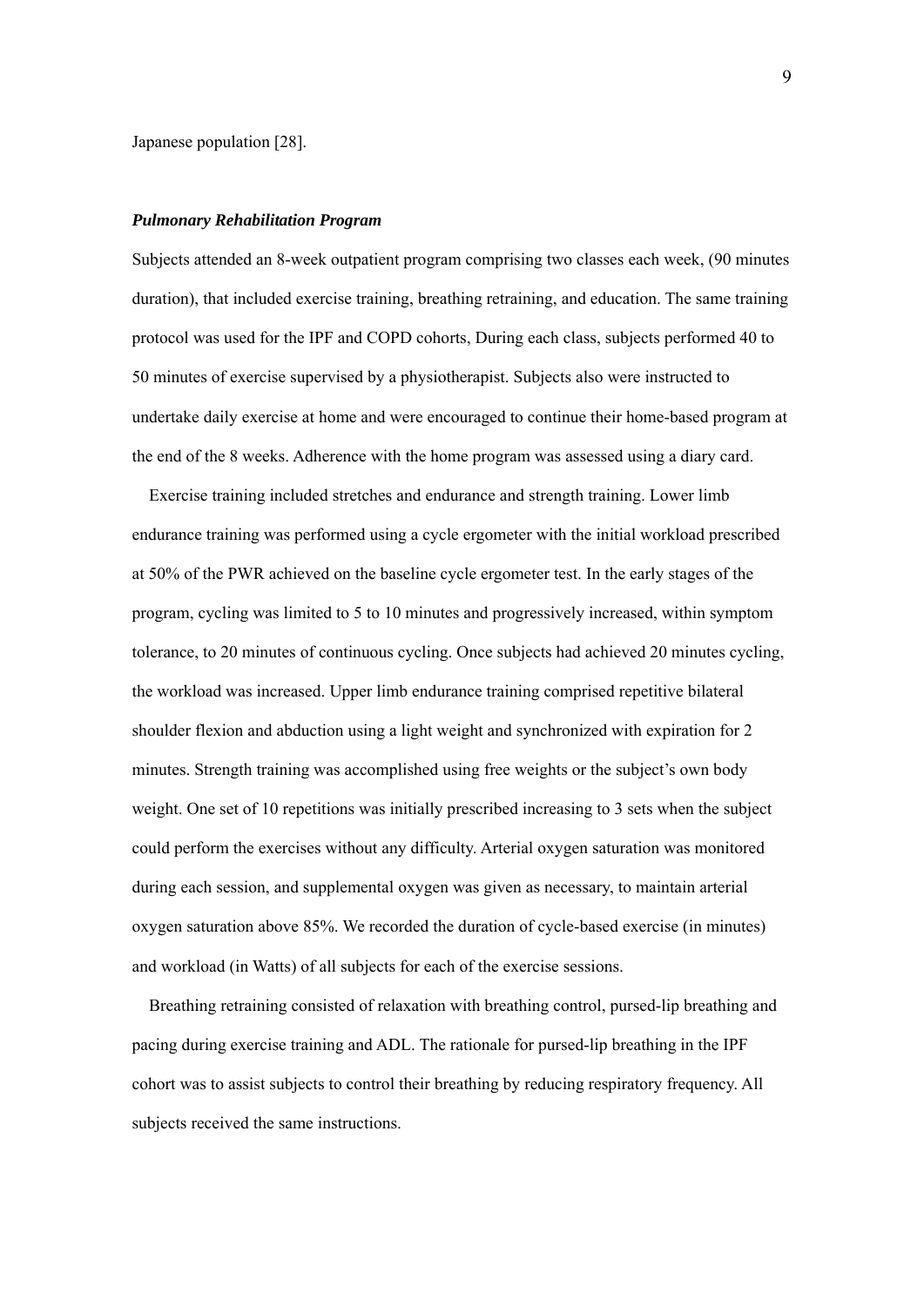Japanese population [28].

***Pulmonary Rehabilitation Program***

Subjects attended an 8-week outpatient program comprising two classes each week, (90 minutes duration), that included exercise training, breathing retraining, and education. The same training protocol was used for the IPF and COPD cohorts, During each class, subjects performed 40 to 50 minutes of exercise supervised by a physiotherapist. Subjects also were instructed to undertake daily exercise at home and were encouraged to continue their home-based program at the end of the 8 weeks. Adherence with the home program was assessed using a diary card.

Exercise training included stretches and endurance and strength training. Lower limb endurance training was performed using a cycle ergometer with the initial workload prescribed at 50% of the PWR achieved on the baseline cycle ergometer test. In the early stages of the program, cycling was limited to 5 to 10 minutes and progressively increased, within symptom tolerance, to 20 minutes of continuous cycling. Once subjects had achieved 20 minutes cycling, the workload was increased. Upper limb endurance training comprised repetitive bilateral shoulder flexion and abduction using a light weight and synchronized with expiration for 2 minutes. Strength training was accomplished using free weights or the subject's own body weight. One set of 10 repetitions was initially prescribed increasing to 3 sets when the subject could perform the exercises without any difficulty. Arterial oxygen saturation was monitored during each session, and supplemental oxygen was given as necessary, to maintain arterial oxygen saturation above 85%. We recorded the duration of cycle-based exercise (in minutes) and workload (in Watts) of all subjects for each of the exercise sessions.

Breathing retraining consisted of relaxation with breathing control, pursed-lip breathing and pacing during exercise training and ADL. The rationale for pursed-lip breathing in the IPF cohort was to assist subjects to control their breathing by reducing respiratory frequency. All subjects received the same instructions.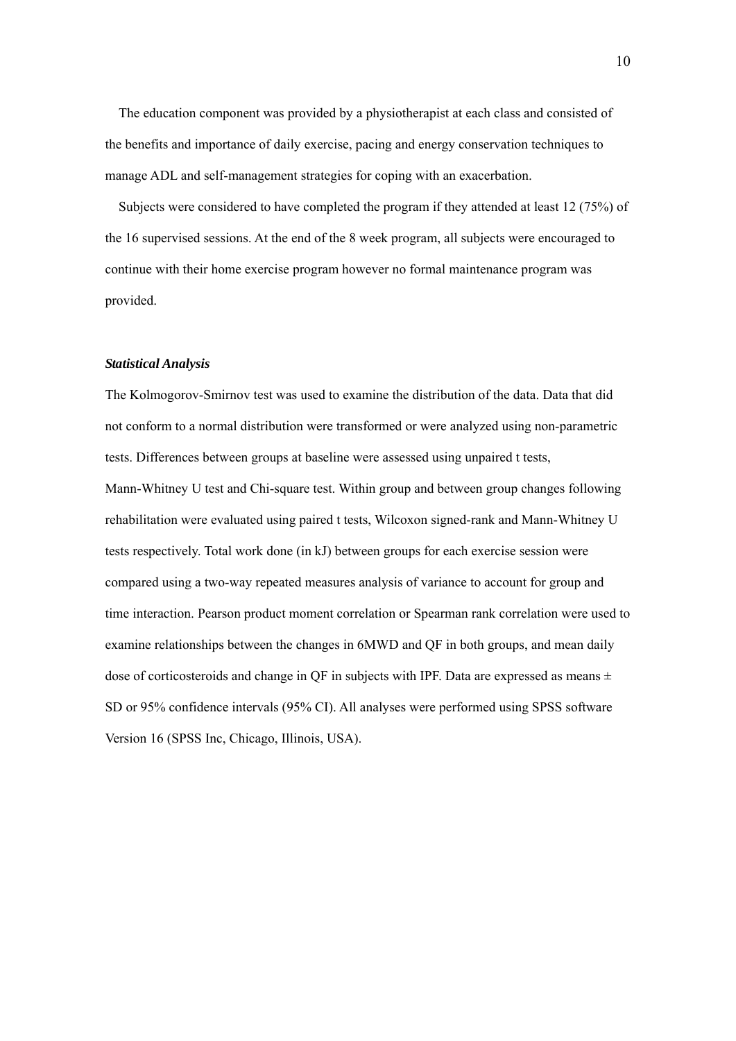The education component was provided by a physiotherapist at each class and consisted of the benefits and importance of daily exercise, pacing and energy conservation techniques to manage ADL and self-management strategies for coping with an exacerbation.

Subjects were considered to have completed the program if they attended at least 12 (75%) of the 16 supervised sessions. At the end of the 8 week program, all subjects were encouraged to continue with their home exercise program however no formal maintenance program was provided.

### *Statistical Analysis*

The Kolmogorov-Smirnov test was used to examine the distribution of the data. Data that did not conform to a normal distribution were transformed or were analyzed using non-parametric tests. Differences between groups at baseline were assessed using unpaired t tests, Mann-Whitney U test and Chi-square test. Within group and between group changes following rehabilitation were evaluated using paired t tests, Wilcoxon signed-rank and Mann-Whitney U tests respectively. Total work done (in kJ) between groups for each exercise session were compared using a two-way repeated measures analysis of variance to account for group and time interaction. Pearson product moment correlation or Spearman rank correlation were used to examine relationships between the changes in 6MWD and QF in both groups, and mean daily dose of corticosteroids and change in QF in subjects with IPF. Data are expressed as means ± SD or 95% confidence intervals (95% CI). All analyses were performed using SPSS software Version 16 (SPSS Inc, Chicago, Illinois, USA).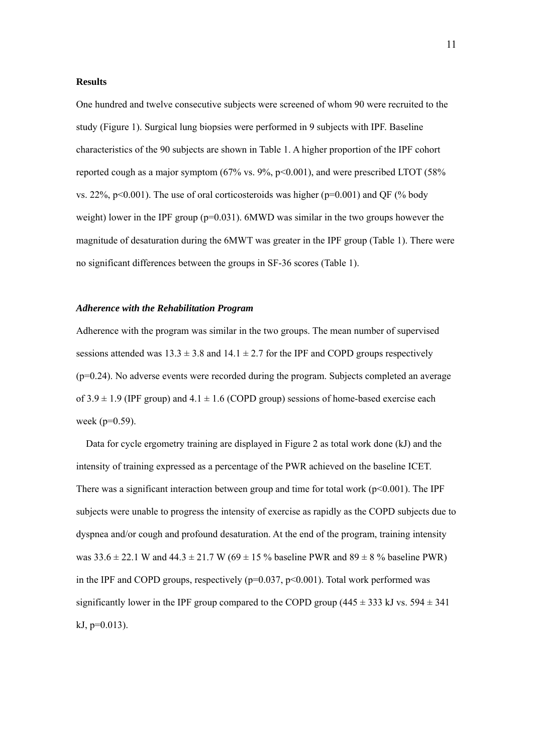## Results

One hundred and twelve consecutive subjects were screened of whom 90 were recruited to the study (Figure 1). Surgical lung biopsies were performed in 9 subjects with IPF. Baseline characteristics of the 90 subjects are shown in Table 1. A higher proportion of the IPF cohort reported cough as a major symptom (67% vs. 9%, $p<0.001$), and were prescribed LTOT (58% vs. 22%, $p<0.001$). The use of oral corticosteroids was higher ($p=0.001$) and QF (% body weight) lower in the IPF group ($p=0.031$). 6MWD was similar in the two groups however the magnitude of desaturation during the 6MWT was greater in the IPF group (Table 1). There were no significant differences between the groups in SF-36 scores (Table 1).

### *Adherence with the Rehabilitation Program*

Adherence with the program was similar in the two groups. The mean number of supervised sessions attended was $13.3 \pm 3.8$ and $14.1 \pm 2.7$ for the IPF and COPD groups respectively ($p=0.24$). No adverse events were recorded during the program. Subjects completed an average of $3.9 \pm 1.9$ (IPF group) and $4.1 \pm 1.6$ (COPD group) sessions of home-based exercise each week ($p=0.59$).

Data for cycle ergometry training are displayed in Figure 2 as total work done (kJ) and the intensity of training expressed as a percentage of the PWR achieved on the baseline ICET. There was a significant interaction between group and time for total work ($p<0.001$). The IPF subjects were unable to progress the intensity of exercise as rapidly as the COPD subjects due to dyspnea and/or cough and profound desaturation. At the end of the program, training intensity was $33.6 \pm 22.1$ W and $44.3 \pm 21.7$ W ($69 \pm 15$ % baseline PWR and $89 \pm 8$ % baseline PWR) in the IPF and COPD groups, respectively ($p=0.037$, $p<0.001$). Total work performed was significantly lower in the IPF group compared to the COPD group ($445 \pm 333$ kJ vs. $594 \pm 341$ kJ, $p=0.013$).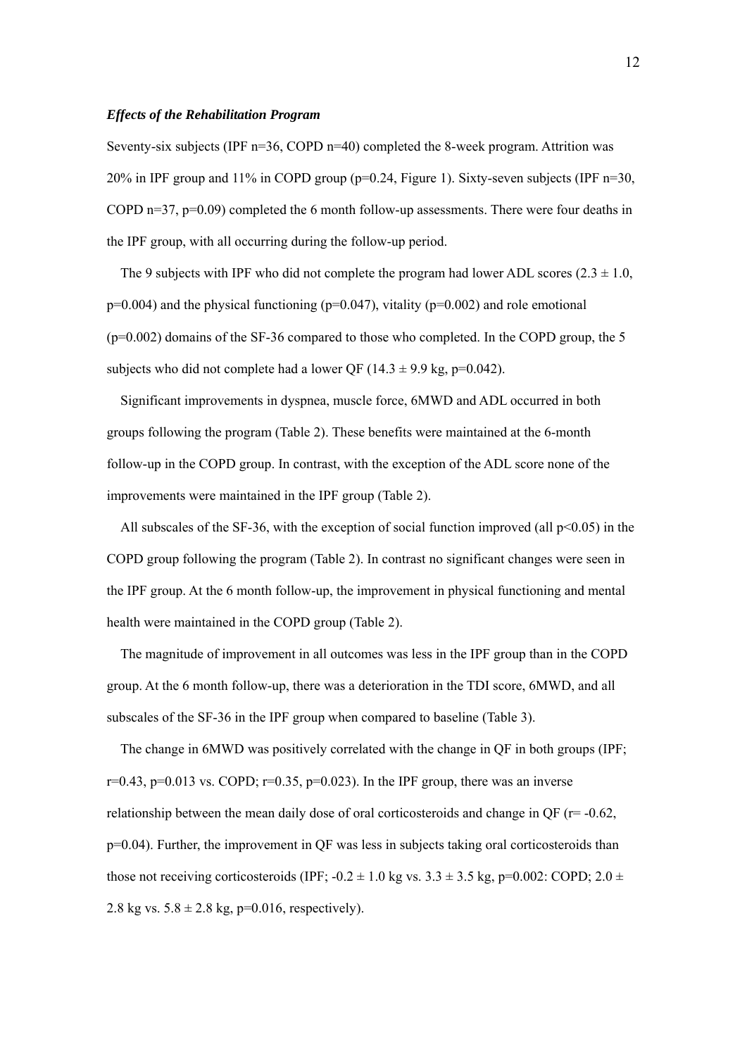### *Effects of the Rehabilitation Program*

Seventy-six subjects (IPF n=36, COPD n=40) completed the 8-week program. Attrition was 20% in IPF group and 11% in COPD group (p=0.24, Figure 1). Sixty-seven subjects (IPF n=30, COPD n=37, p=0.09) completed the 6 month follow-up assessments. There were four deaths in the IPF group, with all occurring during the follow-up period.

The 9 subjects with IPF who did not complete the program had lower ADL scores (2.3 ± 1.0, p=0.004) and the physical functioning (p=0.047), vitality (p=0.002) and role emotional (p=0.002) domains of the SF-36 compared to those who completed. In the COPD group, the 5 subjects who did not complete had a lower QF (14.3 ± 9.9 kg, p=0.042).

Significant improvements in dyspnea, muscle force, 6MWD and ADL occurred in both groups following the program (Table 2). These benefits were maintained at the 6-month follow-up in the COPD group. In contrast, with the exception of the ADL score none of the improvements were maintained in the IPF group (Table 2).

All subscales of the SF-36, with the exception of social function improved (all p<0.05) in the COPD group following the program (Table 2). In contrast no significant changes were seen in the IPF group. At the 6 month follow-up, the improvement in physical functioning and mental health were maintained in the COPD group (Table 2).

The magnitude of improvement in all outcomes was less in the IPF group than in the COPD group. At the 6 month follow-up, there was a deterioration in the TDI score, 6MWD, and all subscales of the SF-36 in the IPF group when compared to baseline (Table 3).

The change in 6MWD was positively correlated with the change in QF in both groups (IPF; r=0.43, p=0.013 vs. COPD; r=0.35, p=0.023). In the IPF group, there was an inverse relationship between the mean daily dose of oral corticosteroids and change in QF (r= -0.62, p=0.04). Further, the improvement in QF was less in subjects taking oral corticosteroids than those not receiving corticosteroids (IPF; -0.2 ± 1.0 kg vs. 3.3 ± 3.5 kg, p=0.002: COPD; 2.0 ± 2.8 kg vs. 5.8 ± 2.8 kg, p=0.016, respectively).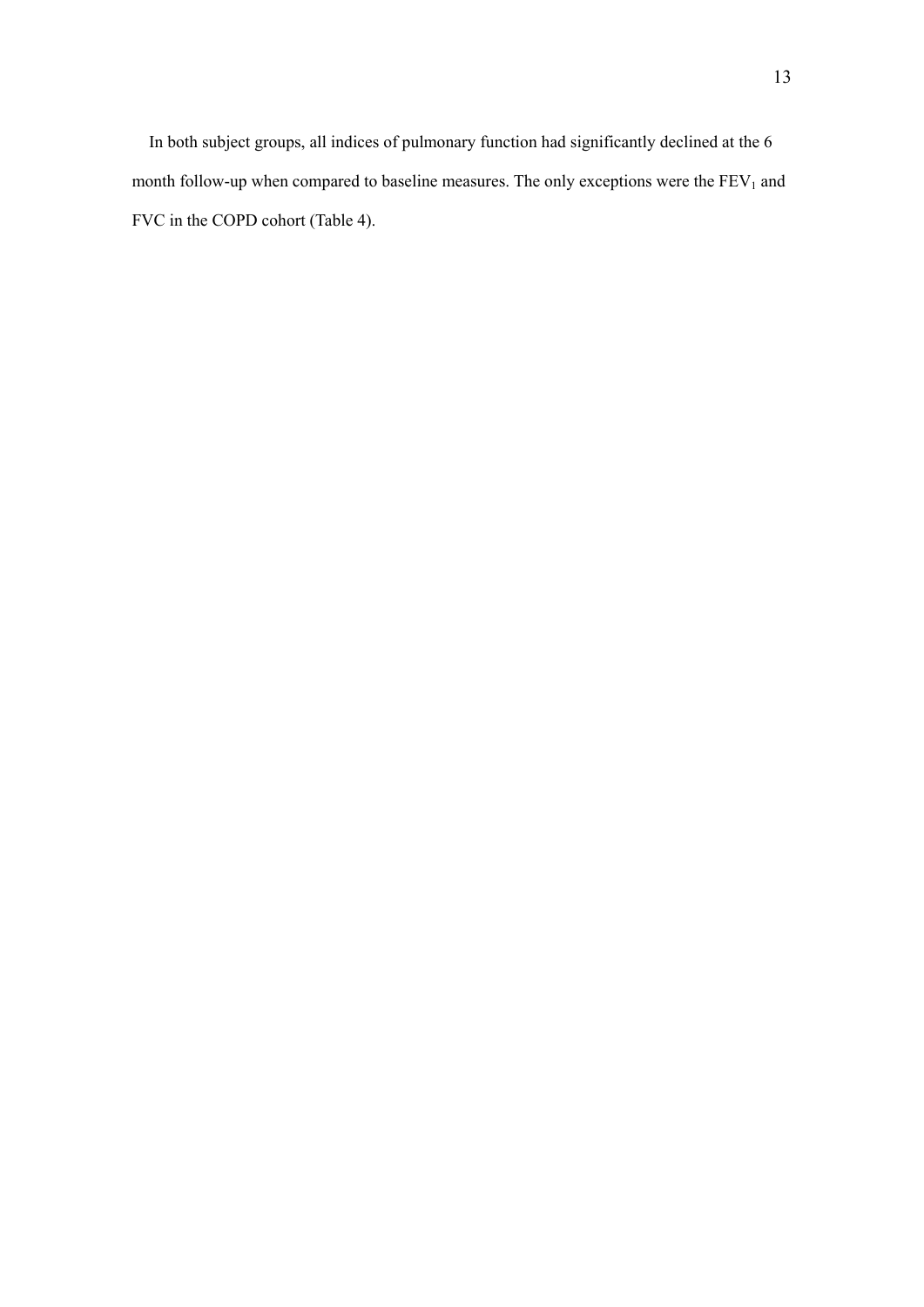In both subject groups, all indices of pulmonary function had significantly declined at the 6 month follow-up when compared to baseline measures. The only exceptions were the $FEV_1$ and FVC in the COPD cohort (Table 4).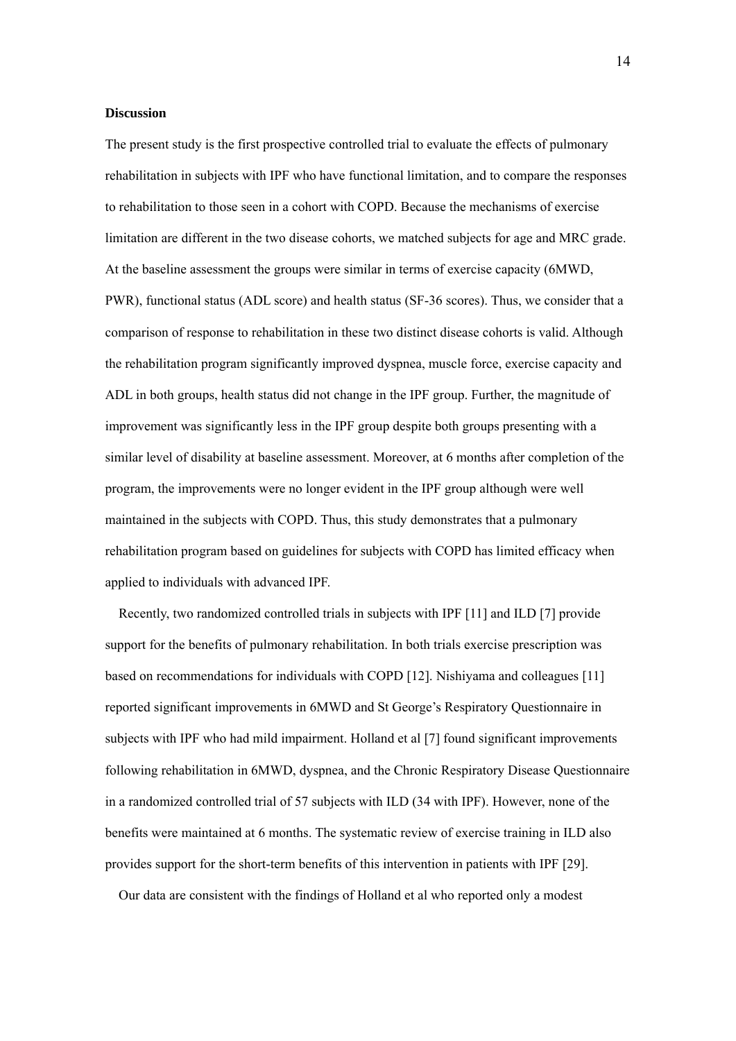**Discussion**

The present study is the first prospective controlled trial to evaluate the effects of pulmonary rehabilitation in subjects with IPF who have functional limitation, and to compare the responses to rehabilitation to those seen in a cohort with COPD. Because the mechanisms of exercise limitation are different in the two disease cohorts, we matched subjects for age and MRC grade. At the baseline assessment the groups were similar in terms of exercise capacity (6MWD, PWR), functional status (ADL score) and health status (SF-36 scores). Thus, we consider that a comparison of response to rehabilitation in these two distinct disease cohorts is valid. Although the rehabilitation program significantly improved dyspnea, muscle force, exercise capacity and ADL in both groups, health status did not change in the IPF group. Further, the magnitude of improvement was significantly less in the IPF group despite both groups presenting with a similar level of disability at baseline assessment. Moreover, at 6 months after completion of the program, the improvements were no longer evident in the IPF group although were well maintained in the subjects with COPD. Thus, this study demonstrates that a pulmonary rehabilitation program based on guidelines for subjects with COPD has limited efficacy when applied to individuals with advanced IPF.

Recently, two randomized controlled trials in subjects with IPF [11] and ILD [7] provide support for the benefits of pulmonary rehabilitation. In both trials exercise prescription was based on recommendations for individuals with COPD [12]. Nishiyama and colleagues [11] reported significant improvements in 6MWD and St George's Respiratory Questionnaire in subjects with IPF who had mild impairment. Holland et al [7] found significant improvements following rehabilitation in 6MWD, dyspnea, and the Chronic Respiratory Disease Questionnaire in a randomized controlled trial of 57 subjects with ILD (34 with IPF). However, none of the benefits were maintained at 6 months. The systematic review of exercise training in ILD also provides support for the short-term benefits of this intervention in patients with IPF [29].

Our data are consistent with the findings of Holland et al who reported only a modest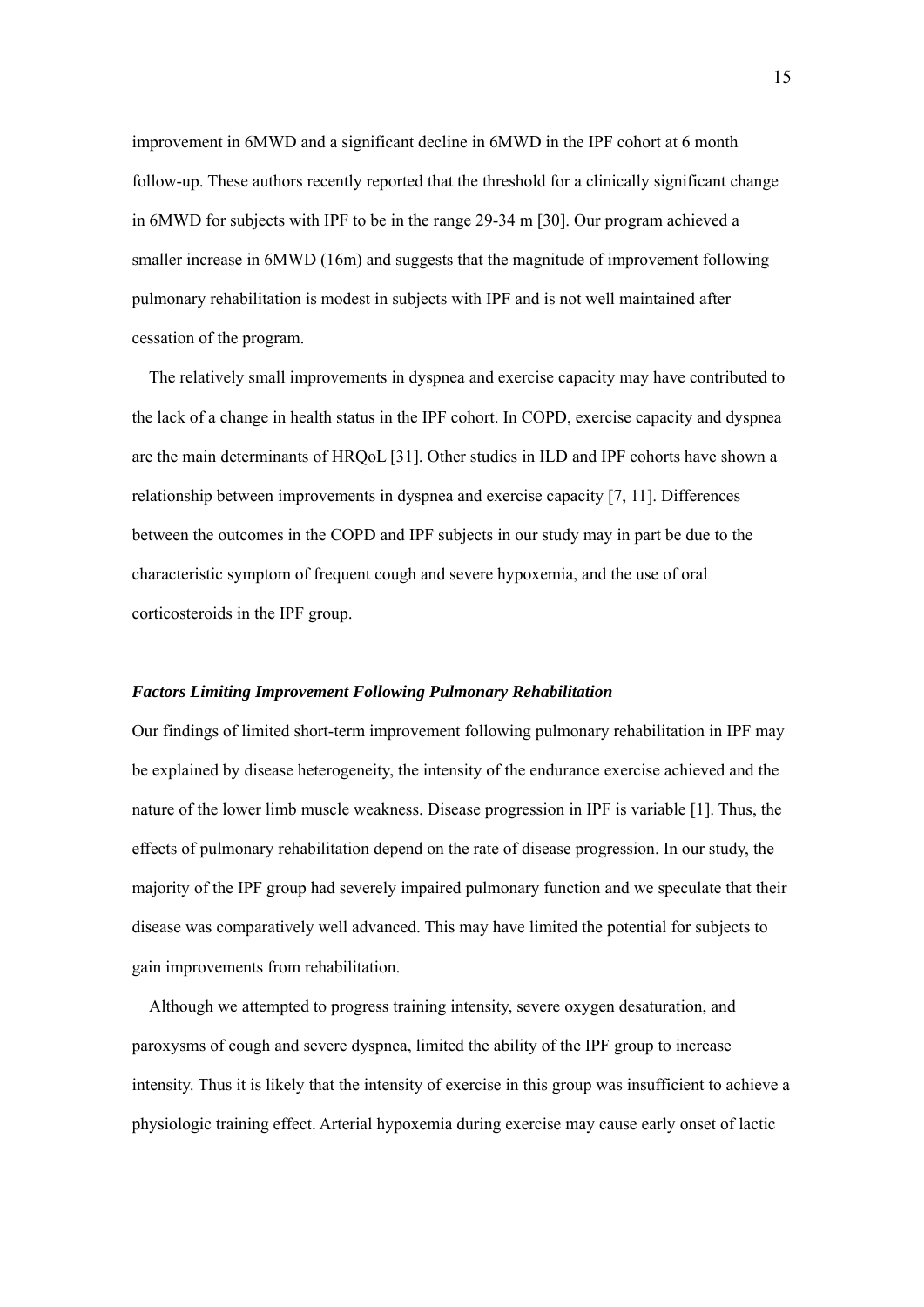improvement in 6MWD and a significant decline in 6MWD in the IPF cohort at 6 month follow-up. These authors recently reported that the threshold for a clinically significant change in 6MWD for subjects with IPF to be in the range 29-34 m [30]. Our program achieved a smaller increase in 6MWD (16m) and suggests that the magnitude of improvement following pulmonary rehabilitation is modest in subjects with IPF and is not well maintained after cessation of the program.

The relatively small improvements in dyspnea and exercise capacity may have contributed to the lack of a change in health status in the IPF cohort. In COPD, exercise capacity and dyspnea are the main determinants of HRQoL [31]. Other studies in ILD and IPF cohorts have shown a relationship between improvements in dyspnea and exercise capacity [7, 11]. Differences between the outcomes in the COPD and IPF subjects in our study may in part be due to the characteristic symptom of frequent cough and severe hypoxemia, and the use of oral corticosteroids in the IPF group.

### *Factors Limiting Improvement Following Pulmonary Rehabilitation*

Our findings of limited short-term improvement following pulmonary rehabilitation in IPF may be explained by disease heterogeneity, the intensity of the endurance exercise achieved and the nature of the lower limb muscle weakness. Disease progression in IPF is variable [1]. Thus, the effects of pulmonary rehabilitation depend on the rate of disease progression. In our study, the majority of the IPF group had severely impaired pulmonary function and we speculate that their disease was comparatively well advanced. This may have limited the potential for subjects to gain improvements from rehabilitation.

Although we attempted to progress training intensity, severe oxygen desaturation, and paroxysms of cough and severe dyspnea, limited the ability of the IPF group to increase intensity. Thus it is likely that the intensity of exercise in this group was insufficient to achieve a physiologic training effect. Arterial hypoxemia during exercise may cause early onset of lactic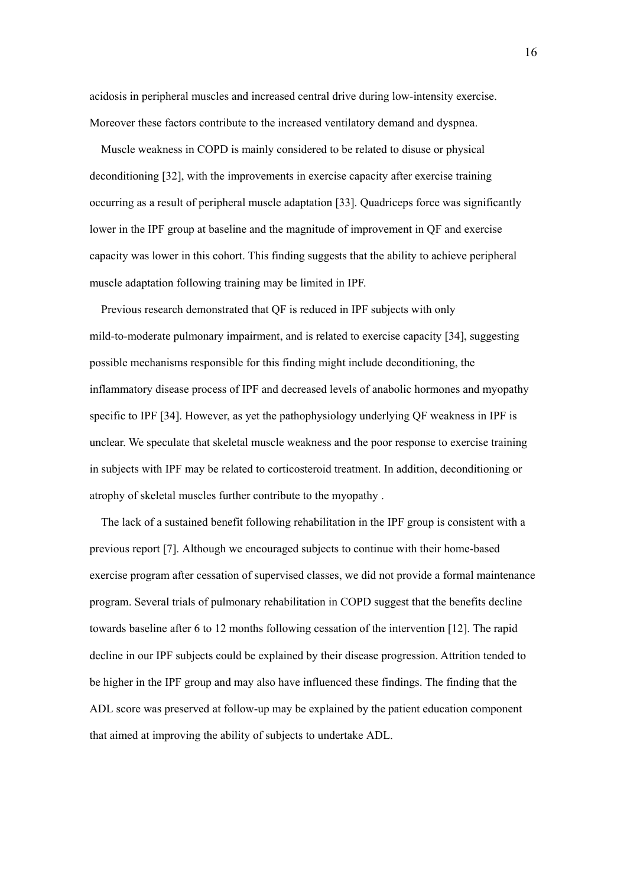acidosis in peripheral muscles and increased central drive during low-intensity exercise. Moreover these factors contribute to the increased ventilatory demand and dyspnea.

Muscle weakness in COPD is mainly considered to be related to disuse or physical deconditioning [32], with the improvements in exercise capacity after exercise training occurring as a result of peripheral muscle adaptation [33]. Quadriceps force was significantly lower in the IPF group at baseline and the magnitude of improvement in QF and exercise capacity was lower in this cohort. This finding suggests that the ability to achieve peripheral muscle adaptation following training may be limited in IPF.

Previous research demonstrated that QF is reduced in IPF subjects with only mild-to-moderate pulmonary impairment, and is related to exercise capacity [34], suggesting possible mechanisms responsible for this finding might include deconditioning, the inflammatory disease process of IPF and decreased levels of anabolic hormones and myopathy specific to IPF [34]. However, as yet the pathophysiology underlying QF weakness in IPF is unclear. We speculate that skeletal muscle weakness and the poor response to exercise training in subjects with IPF may be related to corticosteroid treatment. In addition, deconditioning or atrophy of skeletal muscles further contribute to the myopathy .

The lack of a sustained benefit following rehabilitation in the IPF group is consistent with a previous report [7]. Although we encouraged subjects to continue with their home-based exercise program after cessation of supervised classes, we did not provide a formal maintenance program. Several trials of pulmonary rehabilitation in COPD suggest that the benefits decline towards baseline after 6 to 12 months following cessation of the intervention [12]. The rapid decline in our IPF subjects could be explained by their disease progression. Attrition tended to be higher in the IPF group and may also have influenced these findings. The finding that the ADL score was preserved at follow-up may be explained by the patient education component that aimed at improving the ability of subjects to undertake ADL.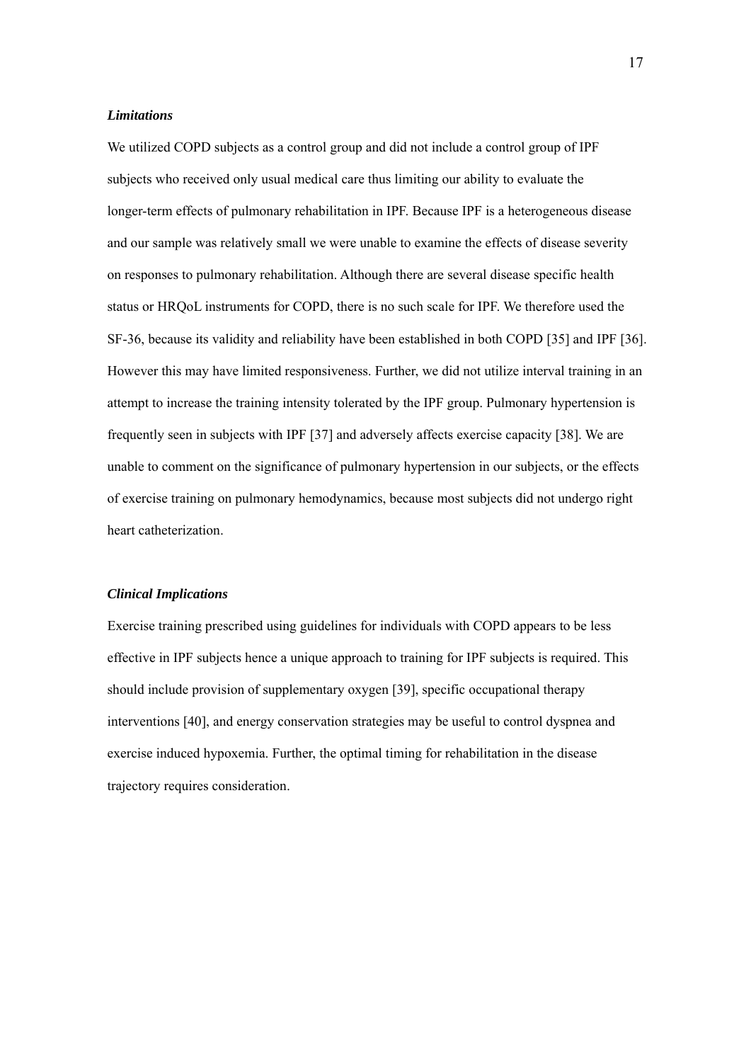***Limitations***

We utilized COPD subjects as a control group and did not include a control group of IPF subjects who received only usual medical care thus limiting our ability to evaluate the longer-term effects of pulmonary rehabilitation in IPF. Because IPF is a heterogeneous disease and our sample was relatively small we were unable to examine the effects of disease severity on responses to pulmonary rehabilitation. Although there are several disease specific health status or HRQoL instruments for COPD, there is no such scale for IPF. We therefore used the SF-36, because its validity and reliability have been established in both COPD [35] and IPF [36]. However this may have limited responsiveness. Further, we did not utilize interval training in an attempt to increase the training intensity tolerated by the IPF group. Pulmonary hypertension is frequently seen in subjects with IPF [37] and adversely affects exercise capacity [38]. We are unable to comment on the significance of pulmonary hypertension in our subjects, or the effects of exercise training on pulmonary hemodynamics, because most subjects did not undergo right heart catheterization.

***Clinical Implications***

Exercise training prescribed using guidelines for individuals with COPD appears to be less effective in IPF subjects hence a unique approach to training for IPF subjects is required. This should include provision of supplementary oxygen [39], specific occupational therapy interventions [40], and energy conservation strategies may be useful to control dyspnea and exercise induced hypoxemia. Further, the optimal timing for rehabilitation in the disease trajectory requires consideration.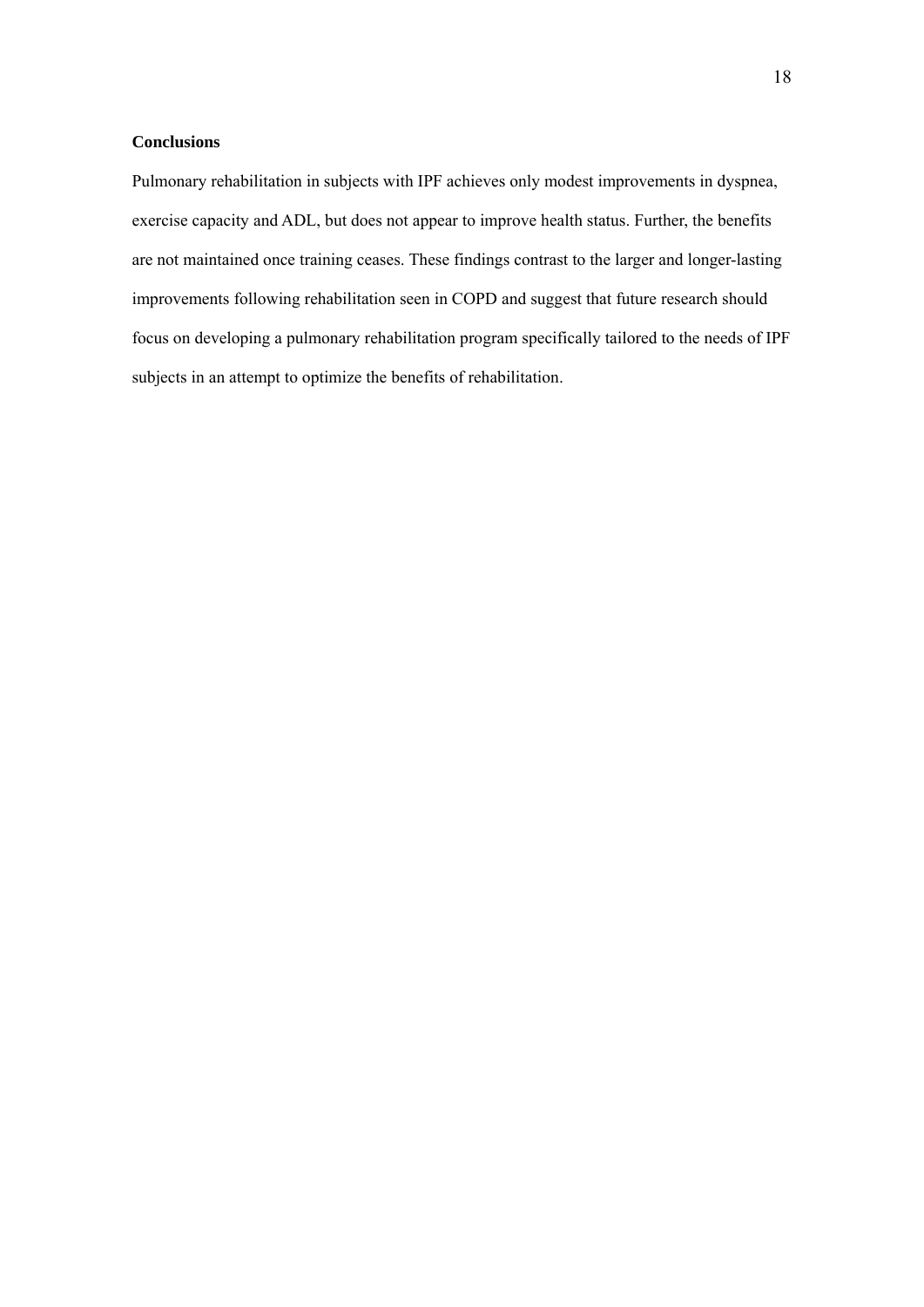**Conclusions**

Pulmonary rehabilitation in subjects with IPF achieves only modest improvements in dyspnea, exercise capacity and ADL, but does not appear to improve health status. Further, the benefits are not maintained once training ceases. These findings contrast to the larger and longer-lasting improvements following rehabilitation seen in COPD and suggest that future research should focus on developing a pulmonary rehabilitation program specifically tailored to the needs of IPF subjects in an attempt to optimize the benefits of rehabilitation.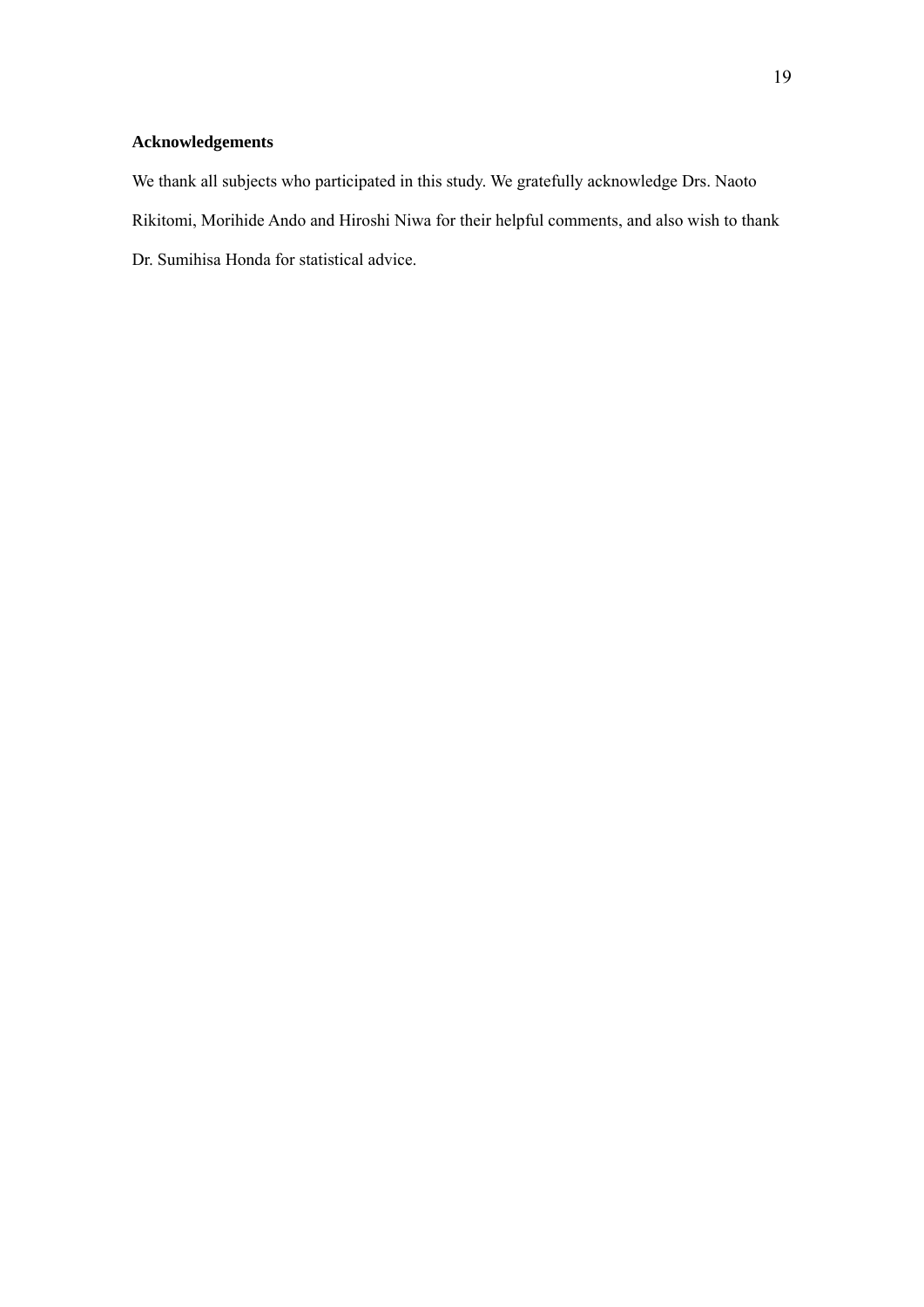## Acknowledgements

We thank all subjects who participated in this study. We gratefully acknowledge Drs. Naoto Rikitomi, Morihide Ando and Hiroshi Niwa for their helpful comments, and also wish to thank Dr. Sumihisa Honda for statistical advice.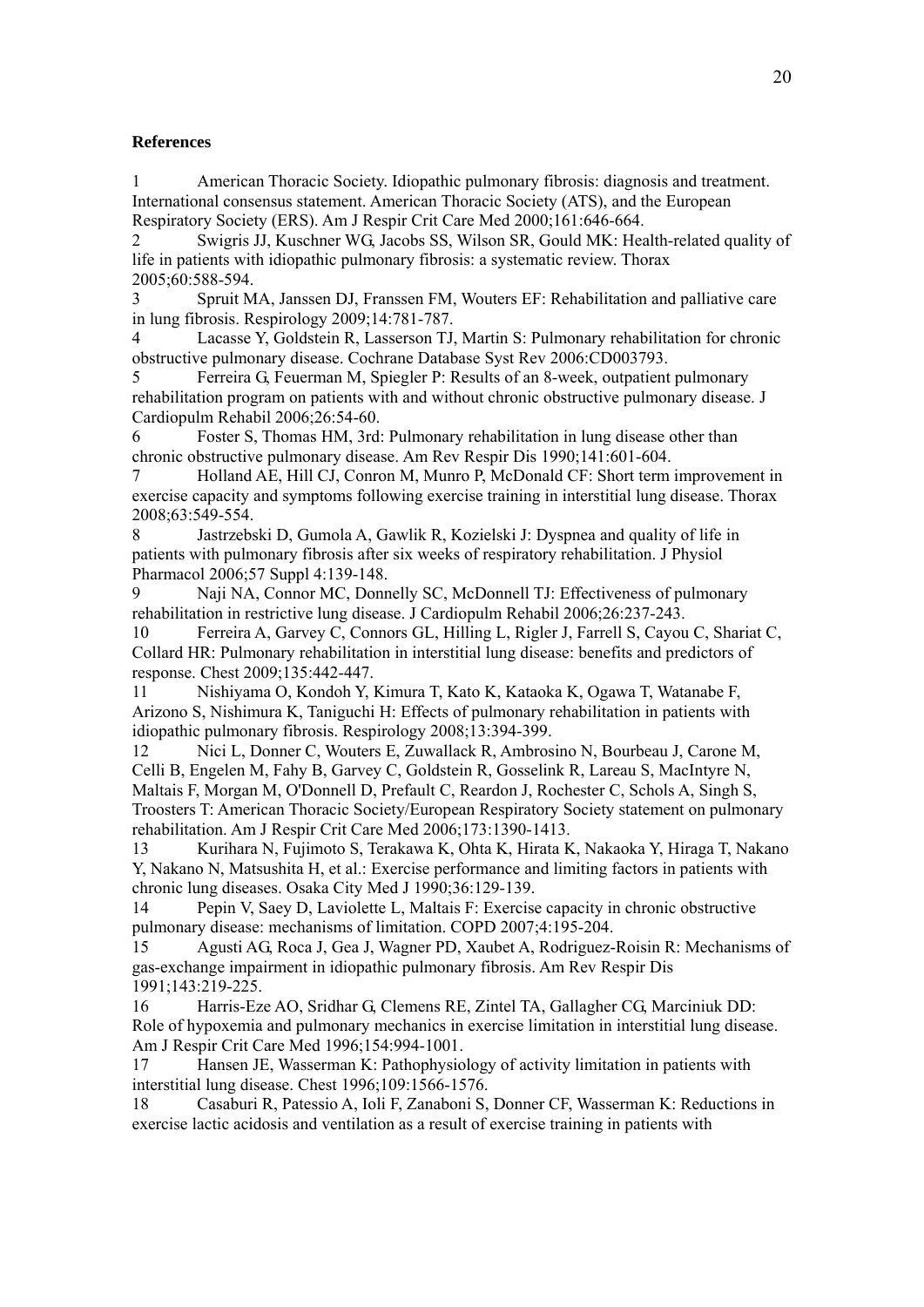**References**

1 American Thoracic Society. Idiopathic pulmonary fibrosis: diagnosis and treatment. International consensus statement. American Thoracic Society (ATS), and the European Respiratory Society (ERS). Am J Respir Crit Care Med 2000;161:646-664.

2 Swigris JJ, Kuschner WG, Jacobs SS, Wilson SR, Gould MK: Health-related quality of life in patients with idiopathic pulmonary fibrosis: a systematic review. Thorax 2005;60:588-594.

3 Spruit MA, Janssen DJ, Franssen FM, Wouters EF: Rehabilitation and palliative care in lung fibrosis. Respirology 2009;14:781-787.

4 Lacasse Y, Goldstein R, Lasserson TJ, Martin S: Pulmonary rehabilitation for chronic obstructive pulmonary disease. Cochrane Database Syst Rev 2006:CD003793.

5 Ferreira G, Feuerman M, Spiegler P: Results of an 8-week, outpatient pulmonary rehabilitation program on patients with and without chronic obstructive pulmonary disease. J Cardiopulm Rehabil 2006;26:54-60.

6 Foster S, Thomas HM, 3rd: Pulmonary rehabilitation in lung disease other than chronic obstructive pulmonary disease. Am Rev Respir Dis 1990;141:601-604.

7 Holland AE, Hill CJ, Conron M, Munro P, McDonald CF: Short term improvement in exercise capacity and symptoms following exercise training in interstitial lung disease. Thorax 2008;63:549-554.

8 Jastrzebski D, Gumola A, Gawlik R, Kozielski J: Dyspnea and quality of life in patients with pulmonary fibrosis after six weeks of respiratory rehabilitation. J Physiol Pharmacol 2006;57 Suppl 4:139-148.

9 Naji NA, Connor MC, Donnelly SC, McDonnell TJ: Effectiveness of pulmonary rehabilitation in restrictive lung disease. J Cardiopulm Rehabil 2006;26:237-243.

10 Ferreira A, Garvey C, Connors GL, Hilling L, Rigler J, Farrell S, Cayou C, Shariat C, Collard HR: Pulmonary rehabilitation in interstitial lung disease: benefits and predictors of response. Chest 2009;135:442-447.

11 Nishiyama O, Kondoh Y, Kimura T, Kato K, Kataoka K, Ogawa T, Watanabe F, Arizono S, Nishimura K, Taniguchi H: Effects of pulmonary rehabilitation in patients with idiopathic pulmonary fibrosis. Respirology 2008;13:394-399.

12 Nici L, Donner C, Wouters E, Zuwallack R, Ambrosino N, Bourbeau J, Carone M, Celli B, Engelen M, Fahy B, Garvey C, Goldstein R, Gosselink R, Lareau S, MacIntyre N, Maltais F, Morgan M, O'Donnell D, Prefault C, Reardon J, Rochester C, Schols A, Singh S, Troosters T: American Thoracic Society/European Respiratory Society statement on pulmonary rehabilitation. Am J Respir Crit Care Med 2006;173:1390-1413.

13 Kurihara N, Fujimoto S, Terakawa K, Ohta K, Hirata K, Nakaoka Y, Hiraga T, Nakano Y, Nakano N, Matsushita H, et al.: Exercise performance and limiting factors in patients with chronic lung diseases. Osaka City Med J 1990;36:129-139.

14 Pepin V, Saey D, Laviolette L, Maltais F: Exercise capacity in chronic obstructive pulmonary disease: mechanisms of limitation. COPD 2007;4:195-204.

15 Agusti AG, Roca J, Gea J, Wagner PD, Xaubet A, Rodriguez-Roisin R: Mechanisms of gas-exchange impairment in idiopathic pulmonary fibrosis. Am Rev Respir Dis 1991;143:219-225.

16 Harris-Eze AO, Sridhar G, Clemens RE, Zintel TA, Gallagher CG, Marciniuk DD: Role of hypoxemia and pulmonary mechanics in exercise limitation in interstitial lung disease. Am J Respir Crit Care Med 1996;154:994-1001.

17 Hansen JE, Wasserman K: Pathophysiology of activity limitation in patients with interstitial lung disease. Chest 1996;109:1566-1576.

18 Casaburi R, Patessio A, Ioli F, Zanaboni S, Donner CF, Wasserman K: Reductions in exercise lactic acidosis and ventilation as a result of exercise training in patients with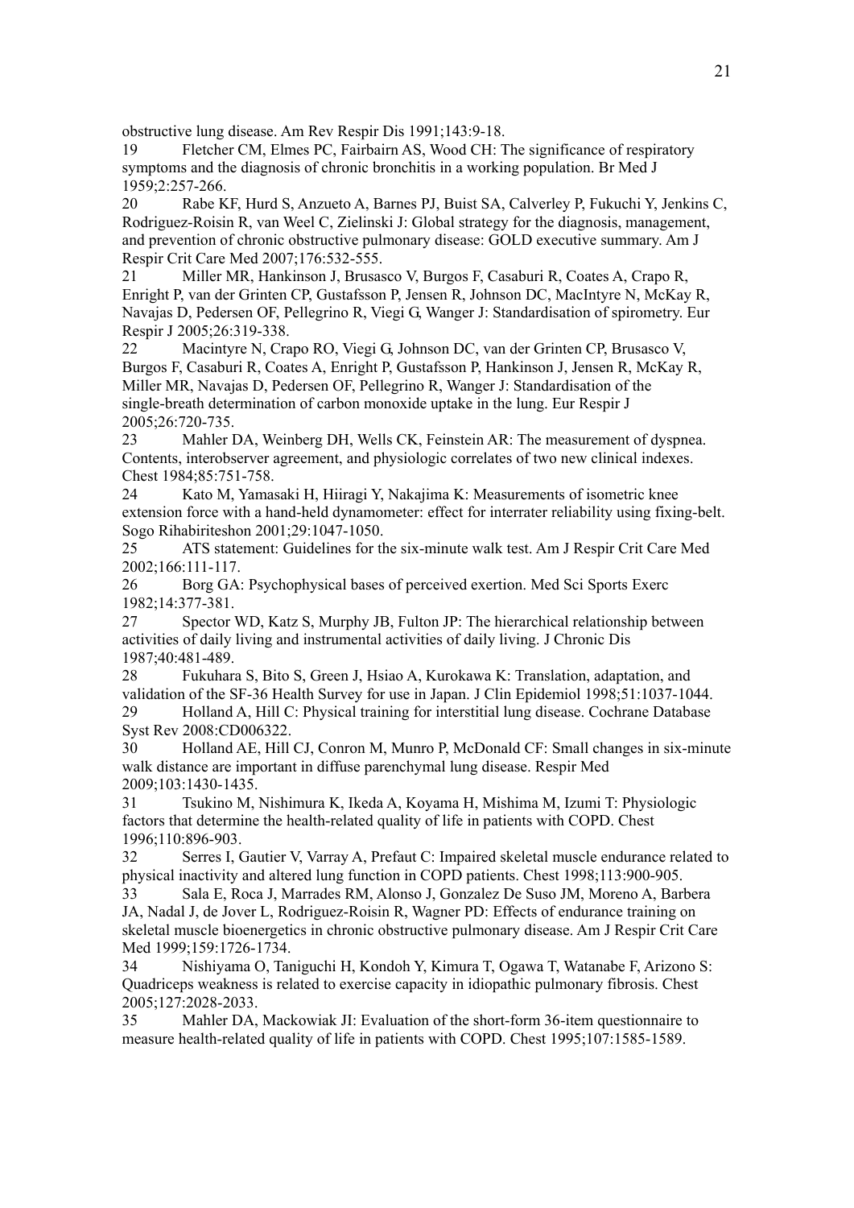obstructive lung disease. Am Rev Respir Dis 1991;143:9-18.

19 Fletcher CM, Elmes PC, Fairbairn AS, Wood CH: The significance of respiratory symptoms and the diagnosis of chronic bronchitis in a working population. Br Med J 1959;2:257-266.

20 Rabe KF, Hurd S, Anzueto A, Barnes PJ, Buist SA, Calverley P, Fukuchi Y, Jenkins C, Rodriguez-Roisin R, van Weel C, Zielinski J: Global strategy for the diagnosis, management, and prevention of chronic obstructive pulmonary disease: GOLD executive summary. Am J Respir Crit Care Med 2007;176:532-555.

21 Miller MR, Hankinson J, Brusasco V, Burgos F, Casaburi R, Coates A, Crapo R, Enright P, van der Grinten CP, Gustafsson P, Jensen R, Johnson DC, MacIntyre N, McKay R, Navajas D, Pedersen OF, Pellegrino R, Viegi G, Wanger J: Standardisation of spirometry. Eur Respir J 2005;26:319-338.

22 Macintyre N, Crapo RO, Viegi G, Johnson DC, van der Grinten CP, Brusasco V, Burgos F, Casaburi R, Coates A, Enright P, Gustafsson P, Hankinson J, Jensen R, McKay R, Miller MR, Navajas D, Pedersen OF, Pellegrino R, Wanger J: Standardisation of the single-breath determination of carbon monoxide uptake in the lung. Eur Respir J 2005;26:720-735.

23 Mahler DA, Weinberg DH, Wells CK, Feinstein AR: The measurement of dyspnea. Contents, interobserver agreement, and physiologic correlates of two new clinical indexes. Chest 1984;85:751-758.

24 Kato M, Yamasaki H, Hiiragi Y, Nakajima K: Measurements of isometric knee extension force with a hand-held dynamometer: effect for interrater reliability using fixing-belt. Sogo Rihabiriteshon 2001;29:1047-1050.

25 ATS statement: Guidelines for the six-minute walk test. Am J Respir Crit Care Med 2002;166:111-117.

26 Borg GA: Psychophysical bases of perceived exertion. Med Sci Sports Exerc 1982;14:377-381.

27 Spector WD, Katz S, Murphy JB, Fulton JP: The hierarchical relationship between activities of daily living and instrumental activities of daily living. J Chronic Dis 1987;40:481-489.

28 Fukuhara S, Bito S, Green J, Hsiao A, Kurokawa K: Translation, adaptation, and validation of the SF-36 Health Survey for use in Japan. J Clin Epidemiol 1998;51:1037-1044.

29 Holland A, Hill C: Physical training for interstitial lung disease. Cochrane Database Syst Rev 2008:CD006322.

30 Holland AE, Hill CJ, Conron M, Munro P, McDonald CF: Small changes in six-minute walk distance are important in diffuse parenchymal lung disease. Respir Med 2009;103:1430-1435.

31 Tsukino M, Nishimura K, Ikeda A, Koyama H, Mishima M, Izumi T: Physiologic factors that determine the health-related quality of life in patients with COPD. Chest 1996;110:896-903.

32 Serres I, Gautier V, Varray A, Prefaut C: Impaired skeletal muscle endurance related to physical inactivity and altered lung function in COPD patients. Chest 1998;113:900-905.

33 Sala E, Roca J, Marrades RM, Alonso J, Gonzalez De Suso JM, Moreno A, Barbera JA, Nadal J, de Jover L, Rodriguez-Roisin R, Wagner PD: Effects of endurance training on skeletal muscle bioenergetics in chronic obstructive pulmonary disease. Am J Respir Crit Care Med 1999;159:1726-1734.

34 Nishiyama O, Taniguchi H, Kondoh Y, Kimura T, Ogawa T, Watanabe F, Arizono S: Quadriceps weakness is related to exercise capacity in idiopathic pulmonary fibrosis. Chest 2005;127:2028-2033.

35 Mahler DA, Mackowiak JI: Evaluation of the short-form 36-item questionnaire to measure health-related quality of life in patients with COPD. Chest 1995;107:1585-1589.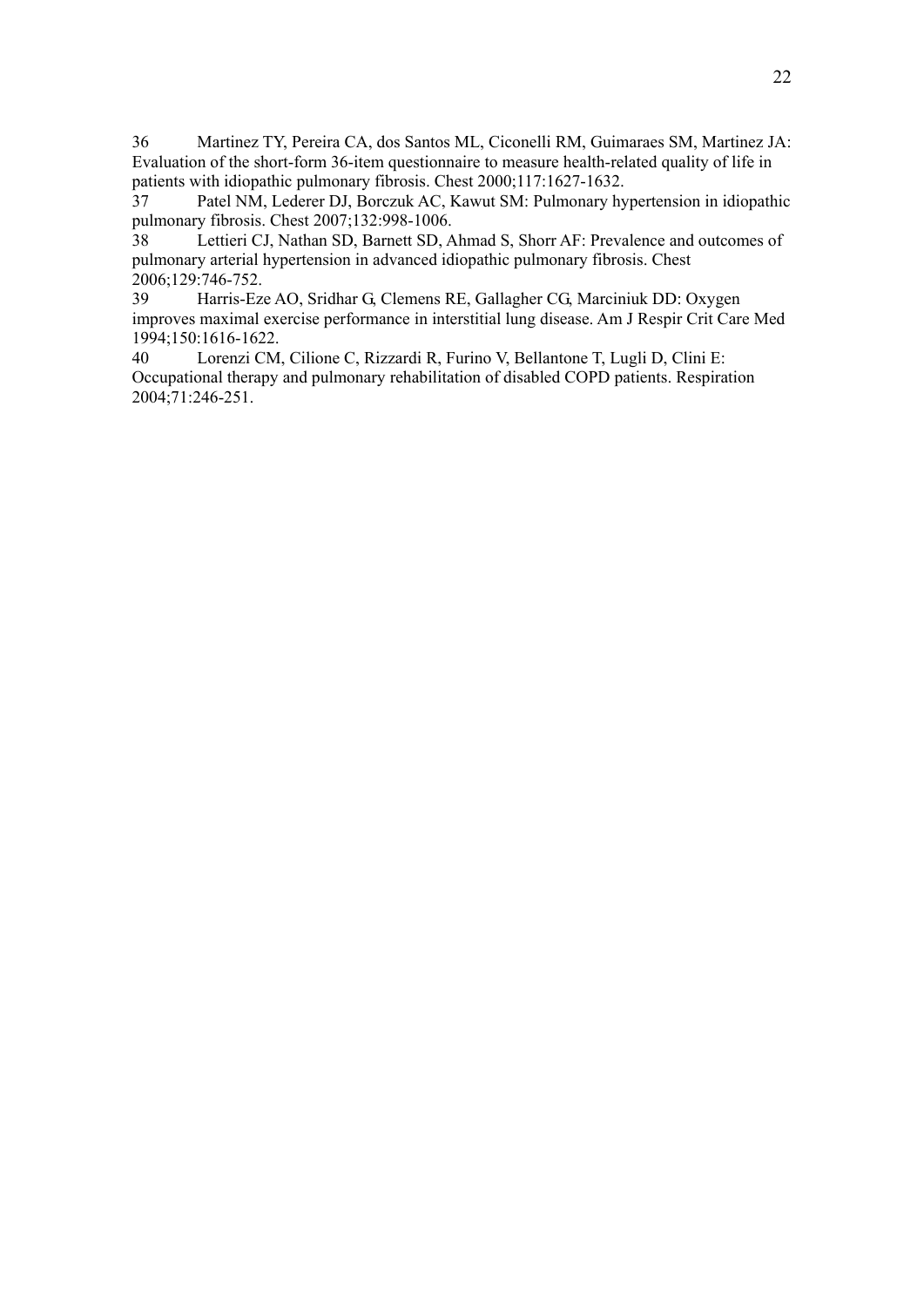36 Martinez TY, Pereira CA, dos Santos ML, Ciconelli RM, Guimaraes SM, Martinez JA: Evaluation of the short-form 36-item questionnaire to measure health-related quality of life in patients with idiopathic pulmonary fibrosis. Chest 2000;117:1627-1632.

37 Patel NM, Lederer DJ, Borczuk AC, Kawut SM: Pulmonary hypertension in idiopathic pulmonary fibrosis. Chest 2007;132:998-1006.

38 Lettieri CJ, Nathan SD, Barnett SD, Ahmad S, Shorr AF: Prevalence and outcomes of pulmonary arterial hypertension in advanced idiopathic pulmonary fibrosis. Chest 2006;129:746-752.

39 Harris-Eze AO, Sridhar G, Clemens RE, Gallagher CG, Marciniuk DD: Oxygen improves maximal exercise performance in interstitial lung disease. Am J Respir Crit Care Med 1994;150:1616-1622.

40 Lorenzi CM, Cilione C, Rizzardi R, Furino V, Bellantone T, Lugli D, Clini E: Occupational therapy and pulmonary rehabilitation of disabled COPD patients. Respiration 2004;71:246-251.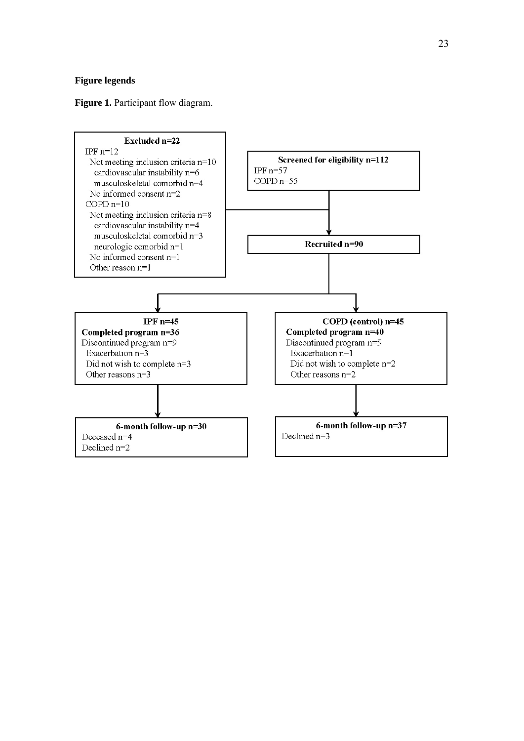**Figure legends**

**Figure 1.** Participant flow diagram.

**Excluded n=22**
IPF n=12
Not meeting inclusion criteria n=10
cardiovascular instability n=6
musculoskeletal comorbid n=4
No informed consent n=2
COPD n=10
Not meeting inclusion criteria n=8
cardiovascular instability n=4
musculoskeletal comorbid n=3
neurologic comorbid n=1
No informed consent n=1
Other reason n=1

**Screened for eligibility n=112**
IPF n=57
COPD n=55

**Recruited n=90**

**IPF n=45**
**Completed program n=36**
Discontinued program n=9
Exacerbation n=3
Did not wish to complete n=3
Other reasons n=3

**COPD (control) n=45**
**Completed program n=40**
Discontinued program n=5
Exacerbation n=1
Did not wish to complete n=2
Other reasons n=2

**6-month follow-up n=30**
Deceased n=4
Declined n=2

**6-month follow-up n=37**
Declined n=3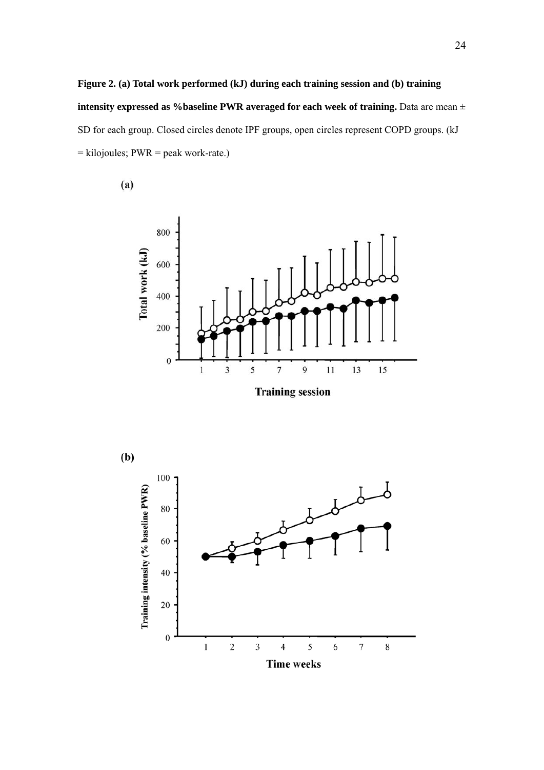**Figure 2. (a) Total work performed (kJ) during each training session and (b) training intensity expressed as %baseline PWR averaged for each week of training.** Data are mean ± SD for each group. Closed circles denote IPF groups, open circles represent COPD groups. (kJ = kilojoules; PWR = peak work-rate.)

**(a)**

**(b)**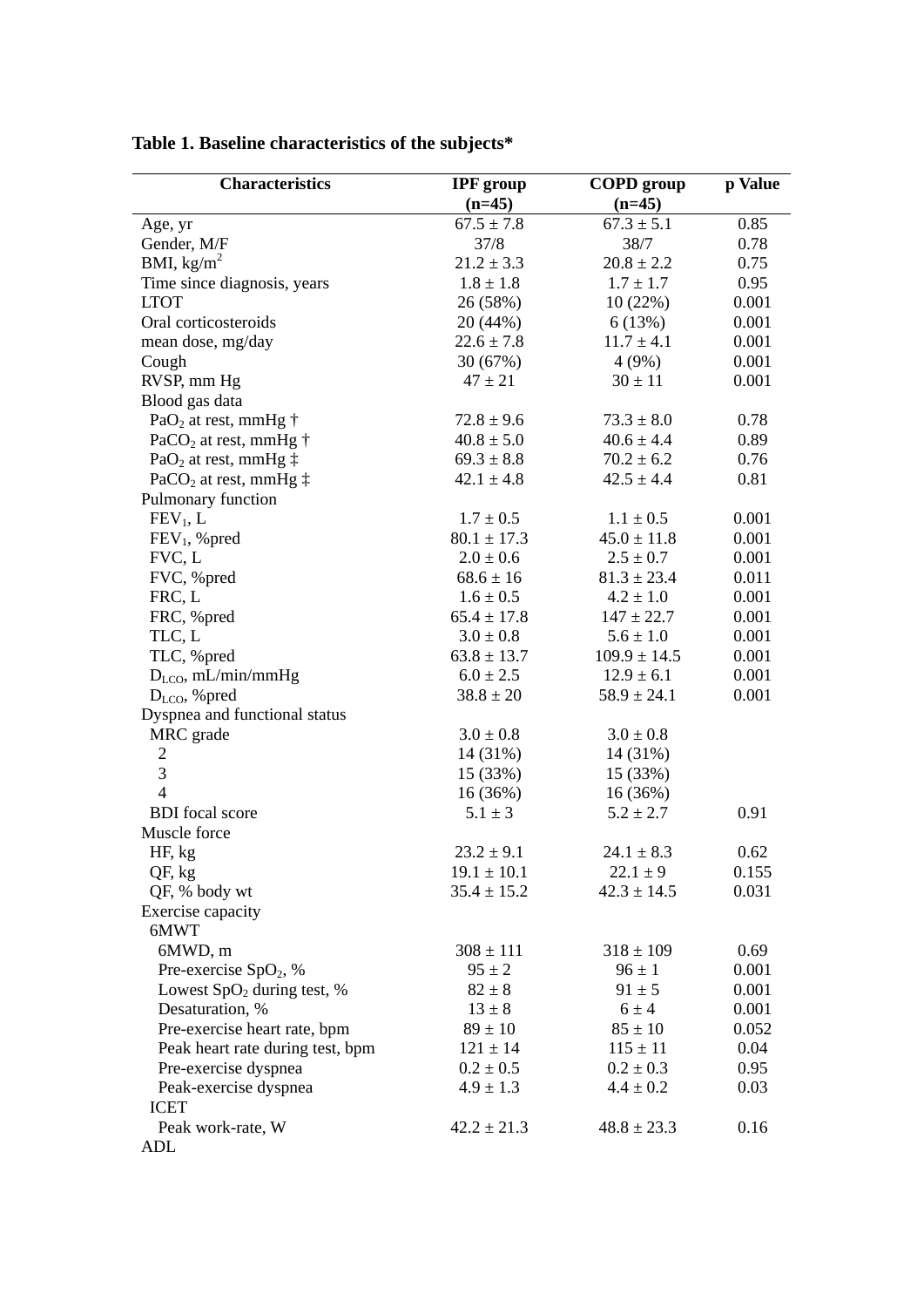**Table 1. Baseline characteristics of the subjects***

| Characteristics | IPF group (n=45) | COPD group (n=45) | p Value |
|---|---|---|---|
| Age, yr | 67.5 ± 7.8 | 67.3 ± 5.1 | 0.85 |
| Gender, M/F | 37/8 | 38/7 | 0.78 |
| BMI, $kg/m^2$ | 21.2 ± 3.3 | 20.8 ± 2.2 | 0.75 |
| Time since diagnosis, years | 1.8 ± 1.8 | 1.7 ± 1.7 | 0.95 |
| LTOT | 26 (58%) | 10 (22%) | 0.001 |
| Oral corticosteroids | 20 (44%) | 6 (13%) | 0.001 |
| mean dose, mg/day | 22.6 ± 7.8 | 11.7 ± 4.1 | 0.001 |
| Cough | 30 (67%) | 4 (9%) | 0.001 |
| RVSP, mm Hg | 47 ± 21 | 30 ± 11 | 0.001 |
| Blood gas data | | | |
| $PaO_2$ at rest, mmHg † | 72.8 ± 9.6 | 73.3 ± 8.0 | 0.78 |
| $PaCO_2$ at rest, mmHg † | 40.8 ± 5.0 | 40.6 ± 4.4 | 0.89 |
| $PaO_2$ at rest, mmHg ‡ | 69.3 ± 8.8 | 70.2 ± 6.2 | 0.76 |
| $PaCO_2$ at rest, mmHg ‡ | 42.1 ± 4.8 | 42.5 ± 4.4 | 0.81 |
| Pulmonary function | | | |
| $FEV_1$, L | 1.7 ± 0.5 | 1.1 ± 0.5 | 0.001 |
| $FEV_1$, %pred | 80.1 ± 17.3 | 45.0 ± 11.8 | 0.001 |
| FVC, L | 2.0 ± 0.6 | 2.5 ± 0.7 | 0.001 |
| FVC, %pred | 68.6 ± 16 | 81.3 ± 23.4 | 0.011 |
| FRC, L | 1.6 ± 0.5 | 4.2 ± 1.0 | 0.001 |
| FRC, %pred | 65.4 ± 17.8 | 147 ± 22.7 | 0.001 |
| TLC, L | 3.0 ± 0.8 | 5.6 ± 1.0 | 0.001 |
| TLC, %pred | 63.8 ± 13.7 | 109.9 ± 14.5 | 0.001 |
| $D_{LCO}$, mL/min/mmHg | 6.0 ± 2.5 | 12.9 ± 6.1 | 0.001 |
| $D_{LCO}$, %pred | 38.8 ± 20 | 58.9 ± 24.1 | 0.001 |
| Dyspnea and functional status | | | |
| MRC grade | 3.0 ± 0.8 | 3.0 ± 0.8 | |
| 2 | 14 (31%) | 14 (31%) | |
| 3 | 15 (33%) | 15 (33%) | |
| 4 | 16 (36%) | 16 (36%) | |
| BDI focal score | 5.1 ± 3 | 5.2 ± 2.7 | 0.91 |
| Muscle force | | | |
| HF, kg | 23.2 ± 9.1 | 24.1 ± 8.3 | 0.62 |
| QF, kg | 19.1 ± 10.1 | 22.1 ± 9 | 0.155 |
| QF, % body wt | 35.4 ± 15.2 | 42.3 ± 14.5 | 0.031 |
| Exercise capacity | | | |
| 6MWT | | | |
| 6MWD, m | 308 ± 111 | 318 ± 109 | 0.69 |
| Pre-exercise $SpO_2$, % | 95 ± 2 | 96 ± 1 | 0.001 |
| Lowest $SpO_2$ during test, % | 82 ± 8 | 91 ± 5 | 0.001 |
| Desaturation, % | 13 ± 8 | 6 ± 4 | 0.001 |
| Pre-exercise heart rate, bpm | 89 ± 10 | 85 ± 10 | 0.052 |
| Peak heart rate during test, bpm | 121 ± 14 | 115 ± 11 | 0.04 |
| Pre-exercise dyspnea | 0.2 ± 0.5 | 0.2 ± 0.3 | 0.95 |
| Peak-exercise dyspnea | 4.9 ± 1.3 | 4.4 ± 0.2 | 0.03 |
| ICET | | | |
| Peak work-rate, W | 42.2 ± 21.3 | 48.8 ± 23.3 | 0.16 |
| ADL | | | |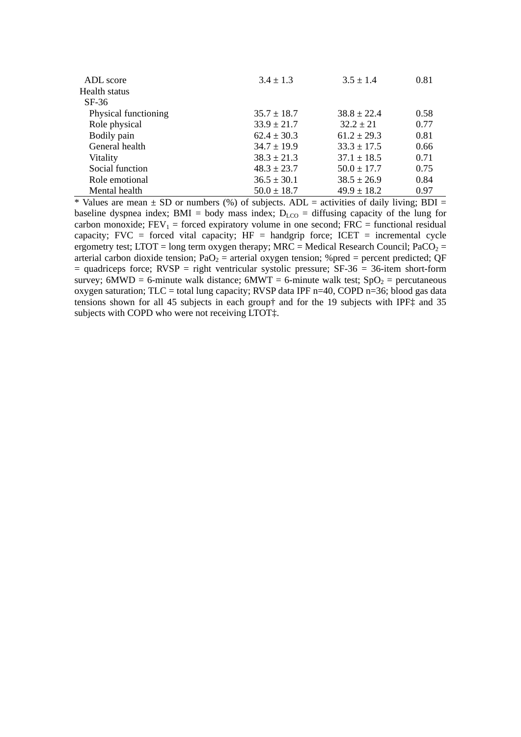| | | | |
|---|---|---|---|
| ADL score | 3.4 ± 1.3 | 3.5 ± 1.4 | 0.81 |
| Health status | | | |
| SF-36 | | | |
| Physical functioning | 35.7 ± 18.7 | 38.8 ± 22.4 | 0.58 |
| Role physical | 33.9 ± 21.7 | 32.2 ± 21 | 0.77 |
| Bodily pain | 62.4 ± 30.3 | 61.2 ± 29.3 | 0.81 |
| General health | 34.7 ± 19.9 | 33.3 ± 17.5 | 0.66 |
| Vitality | 38.3 ± 21.3 | 37.1 ± 18.5 | 0.71 |
| Social function | 48.3 ± 23.7 | 50.0 ± 17.7 | 0.75 |
| Role emotional | 36.5 ± 30.1 | 38.5 ± 26.9 | 0.84 |
| Mental health | 50.0 ± 18.7 | 49.9 ± 18.2 | 0.97 |

* Values are mean ± SD or numbers (%) of subjects. ADL = activities of daily living; BDI = baseline dyspnea index; BMI = body mass index; $D_{LCO}$ = diffusing capacity of the lung for carbon monoxide; $FEV_1$ = forced expiratory volume in one second; FRC = functional residual capacity; FVC = forced vital capacity; HF = handgrip force; ICET = incremental cycle ergometry test; LTOT = long term oxygen therapy; MRC = Medical Research Council; $PaCO_2$ = arterial carbon dioxide tension; $PaO_2$ = arterial oxygen tension; %pred = percent predicted; QF = quadriceps force; RVSP = right ventricular systolic pressure; SF-36 = 36-item short-form survey; 6MWD = 6-minute walk distance; 6MWT = 6-minute walk test; $SpO_2$ = percutaneous oxygen saturation; TLC = total lung capacity; RVSP data IPF n=40, COPD n=36; blood gas data tensions shown for all 45 subjects in each group† and for the 19 subjects with IPF‡ and 35 subjects with COPD who were not receiving LTOT‡.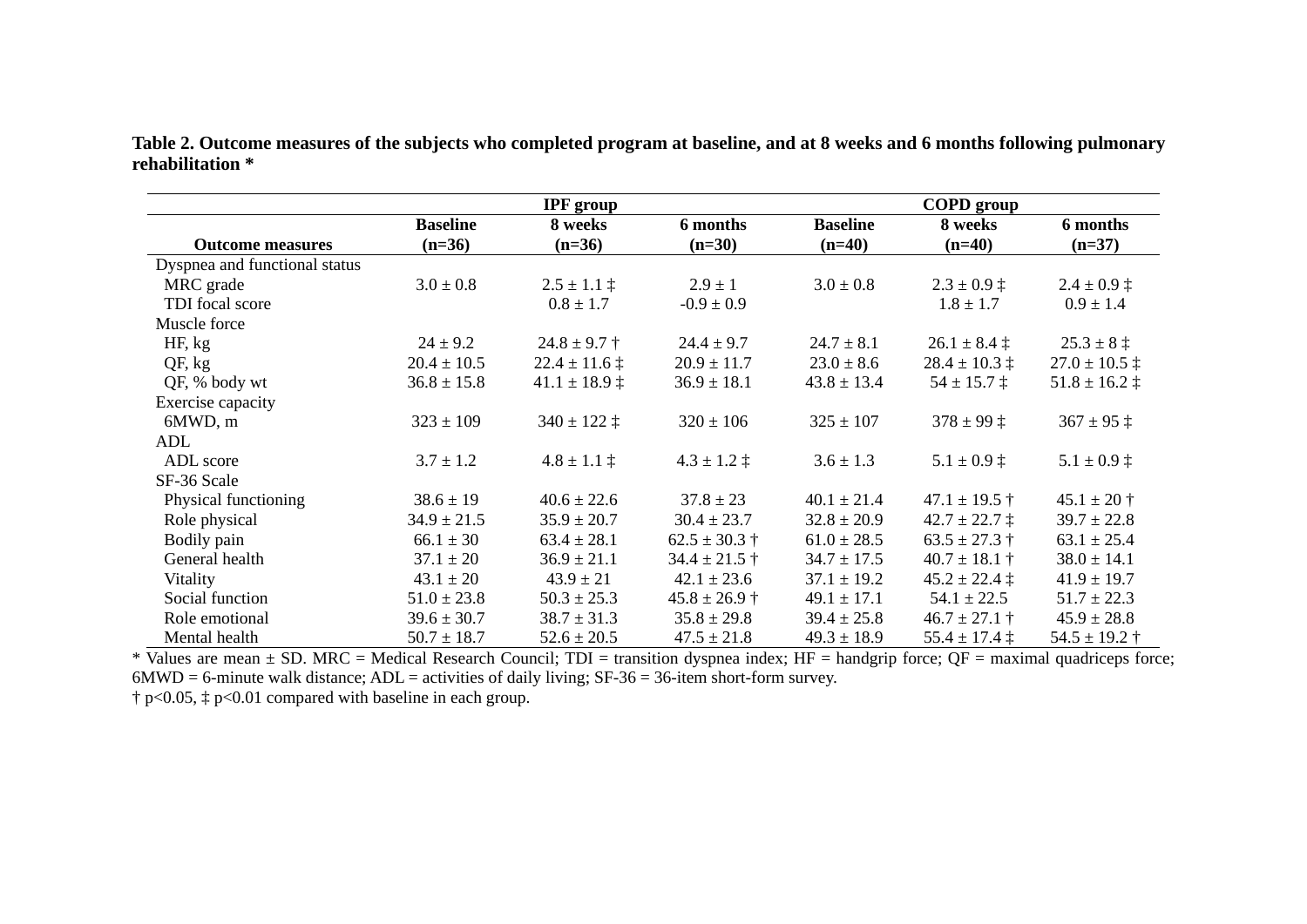**Table 2. Outcome measures of the subjects who completed program at baseline, and at 8 weeks and 6 months following pulmonary rehabilitation ***

| | IPF group | | | COPD group | | |
|---|---|---|---|---|---|---|
| **Outcome measures** | **Baseline (n=36)** | **8 weeks (n=36)** | **6 months (n=30)** | **Baseline (n=40)** | **8 weeks (n=40)** | **6 months (n=37)** |
| Dyspnea and functional status | | | | | | |
| MRC grade | 3.0 ± 0.8 | 2.5 ± 1.1 ‡ | 2.9 ± 1 | 3.0 ± 0.8 | 2.3 ± 0.9 ‡ | 2.4 ± 0.9 ‡ |
| TDI focal score | | 0.8 ± 1.7 | -0.9 ± 0.9 | | 1.8 ± 1.7 | 0.9 ± 1.4 |
| Muscle force | | | | | | |
| HF, kg | 24 ± 9.2 | 24.8 ± 9.7 † | 24.4 ± 9.7 | 24.7 ± 8.1 | 26.1 ± 8.4 ‡ | 25.3 ± 8 ‡ |
| QF, kg | 20.4 ± 10.5 | 22.4 ± 11.6 ‡ | 20.9 ± 11.7 | 23.0 ± 8.6 | 28.4 ± 10.3 ‡ | 27.0 ± 10.5 ‡ |
| QF, % body wt | 36.8 ± 15.8 | 41.1 ± 18.9 ‡ | 36.9 ± 18.1 | 43.8 ± 13.4 | 54 ± 15.7 ‡ | 51.8 ± 16.2 ‡ |
| Exercise capacity | | | | | | |
| 6MWD, m | 323 ± 109 | 340 ± 122 ‡ | 320 ± 106 | 325 ± 107 | 378 ± 99 ‡ | 367 ± 95 ‡ |
| ADL | | | | | | |
| ADL score | 3.7 ± 1.2 | 4.8 ± 1.1 ‡ | 4.3 ± 1.2 ‡ | 3.6 ± 1.3 | 5.1 ± 0.9 ‡ | 5.1 ± 0.9 ‡ |
| SF-36 Scale | | | | | | |
| Physical functioning | 38.6 ± 19 | 40.6 ± 22.6 | 37.8 ± 23 | 40.1 ± 21.4 | 47.1 ± 19.5 † | 45.1 ± 20 † |
| Role physical | 34.9 ± 21.5 | 35.9 ± 20.7 | 30.4 ± 23.7 | 32.8 ± 20.9 | 42.7 ± 22.7 ‡ | 39.7 ± 22.8 |
| Bodily pain | 66.1 ± 30 | 63.4 ± 28.1 | 62.5 ± 30.3 † | 61.0 ± 28.5 | 63.5 ± 27.3 † | 63.1 ± 25.4 |
| General health | 37.1 ± 20 | 36.9 ± 21.1 | 34.4 ± 21.5 † | 34.7 ± 17.5 | 40.7 ± 18.1 † | 38.0 ± 14.1 |
| Vitality | 43.1 ± 20 | 43.9 ± 21 | 42.1 ± 23.6 | 37.1 ± 19.2 | 45.2 ± 22.4 ‡ | 41.9 ± 19.7 |
| Social function | 51.0 ± 23.8 | 50.3 ± 25.3 | 45.8 ± 26.9 † | 49.1 ± 17.1 | 54.1 ± 22.5 | 51.7 ± 22.3 |
| Role emotional | 39.6 ± 30.7 | 38.7 ± 31.3 | 35.8 ± 29.8 | 39.4 ± 25.8 | 46.7 ± 27.1 † | 45.9 ± 28.8 |
| Mental health | 50.7 ± 18.7 | 52.6 ± 20.5 | 47.5 ± 21.8 | 49.3 ± 18.9 | 55.4 ± 17.4 ‡ | 54.5 ± 19.2 † |

* Values are mean ± SD. MRC = Medical Research Council; TDI = transition dyspnea index; HF = handgrip force; QF = maximal quadriceps force; 6MWD = 6-minute walk distance; ADL = activities of daily living; SF-36 = 36-item short-form survey.

† $p<0.05$, ‡ $p<0.01$ compared with baseline in each group.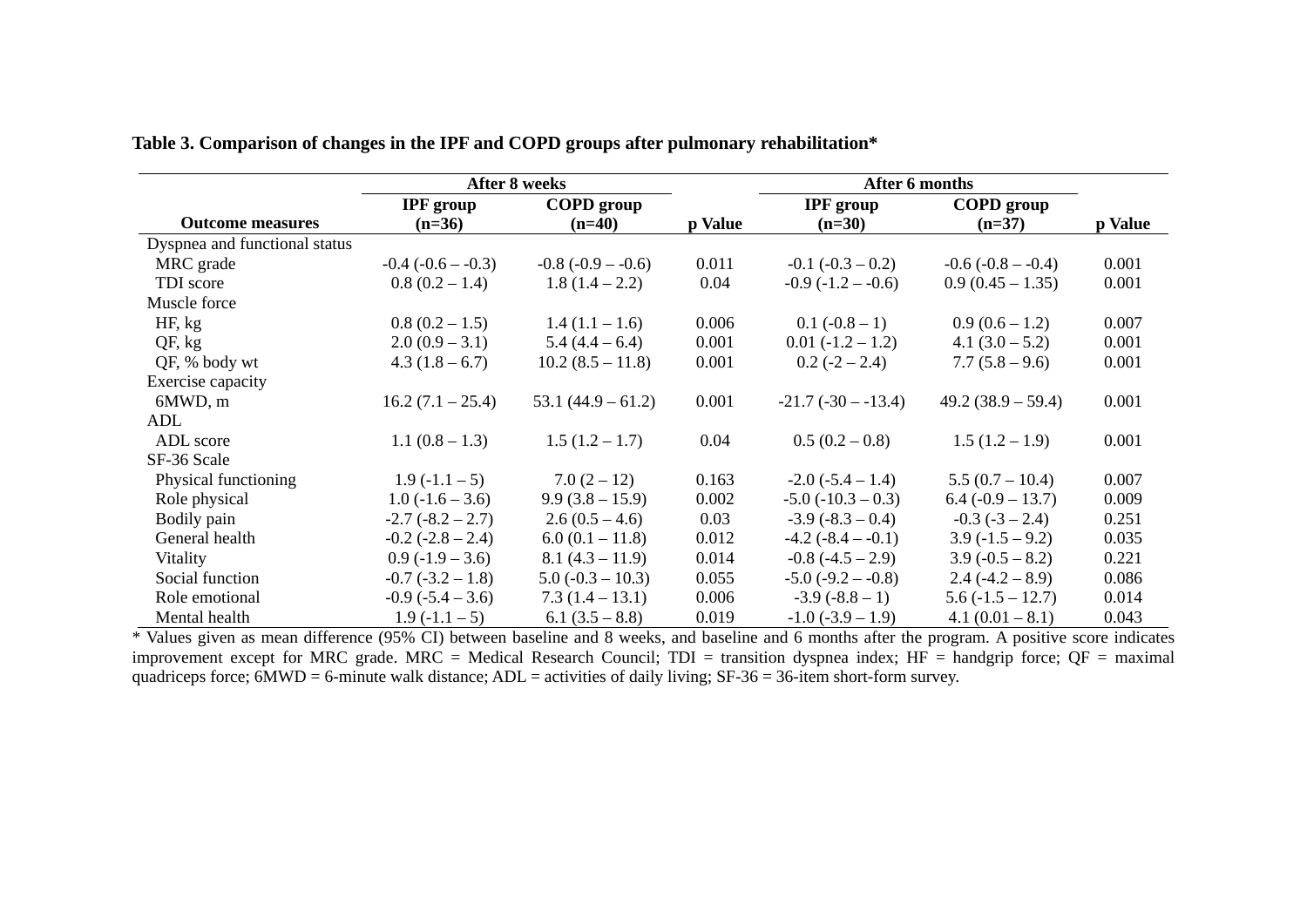**Table 3. Comparison of changes in the IPF and COPD groups after pulmonary rehabilitation***

| | After 8 weeks | | | After 6 months | | |
|---|---|---|---|---|---|---|
| **Outcome measures** | **IPF group (n=36)** | **COPD group (n=40)** | **p Value** | **IPF group (n=30)** | **COPD group (n=37)** | **p Value** |
| Dyspnea and functional status | | | | | | |
| MRC grade | -0.4 (-0.6 – -0.3) | -0.8 (-0.9 – -0.6) | 0.011 | -0.1 (-0.3 – 0.2) | -0.6 (-0.8 – -0.4) | 0.001 |
| TDI score | 0.8 (0.2 – 1.4) | 1.8 (1.4 – 2.2) | 0.04 | -0.9 (-1.2 – -0.6) | 0.9 (0.45 – 1.35) | 0.001 |
| Muscle force | | | | | | |
| HF, kg | 0.8 (0.2 – 1.5) | 1.4 (1.1 – 1.6) | 0.006 | 0.1 (-0.8 – 1) | 0.9 (0.6 – 1.2) | 0.007 |
| QF, kg | 2.0 (0.9 – 3.1) | 5.4 (4.4 – 6.4) | 0.001 | 0.01 (-1.2 – 1.2) | 4.1 (3.0 – 5.2) | 0.001 |
| QF, % body wt | 4.3 (1.8 – 6.7) | 10.2 (8.5 – 11.8) | 0.001 | 0.2 (-2 – 2.4) | 7.7 (5.8 – 9.6) | 0.001 |
| Exercise capacity | | | | | | |
| 6MWD, m | 16.2 (7.1 – 25.4) | 53.1 (44.9 – 61.2) | 0.001 | -21.7 (-30 – -13.4) | 49.2 (38.9 – 59.4) | 0.001 |
| ADL | | | | | | |
| ADL score | 1.1 (0.8 – 1.3) | 1.5 (1.2 – 1.7) | 0.04 | 0.5 (0.2 – 0.8) | 1.5 (1.2 – 1.9) | 0.001 |
| SF-36 Scale | | | | | | |
| Physical functioning | 1.9 (-1.1 – 5) | 7.0 (2 – 12) | 0.163 | -2.0 (-5.4 – 1.4) | 5.5 (0.7 – 10.4) | 0.007 |
| Role physical | 1.0 (-1.6 – 3.6) | 9.9 (3.8 – 15.9) | 0.002 | -5.0 (-10.3 – 0.3) | 6.4 (-0.9 – 13.7) | 0.009 |
| Bodily pain | -2.7 (-8.2 – 2.7) | 2.6 (0.5 – 4.6) | 0.03 | -3.9 (-8.3 – 0.4) | -0.3 (-3 – 2.4) | 0.251 |
| General health | -0.2 (-2.8 – 2.4) | 6.0 (0.1 – 11.8) | 0.012 | -4.2 (-8.4 – -0.1) | 3.9 (-1.5 – 9.2) | 0.035 |
| Vitality | 0.9 (-1.9 – 3.6) | 8.1 (4.3 – 11.9) | 0.014 | -0.8 (-4.5 – 2.9) | 3.9 (-0.5 – 8.2) | 0.221 |
| Social function | -0.7 (-3.2 – 1.8) | 5.0 (-0.3 – 10.3) | 0.055 | -5.0 (-9.2 – -0.8) | 2.4 (-4.2 – 8.9) | 0.086 |
| Role emotional | -0.9 (-5.4 – 3.6) | 7.3 (1.4 – 13.1) | 0.006 | -3.9 (-8.8 – 1) | 5.6 (-1.5 – 12.7) | 0.014 |
| Mental health | 1.9 (-1.1 – 5) | 6.1 (3.5 – 8.8) | 0.019 | -1.0 (-3.9 – 1.9) | 4.1 (0.01 – 8.1) | 0.043 |

* Values given as mean difference (95% CI) between baseline and 8 weeks, and baseline and 6 months after the program. A positive score indicates improvement except for MRC grade. MRC = Medical Research Council; TDI = transition dyspnea index; HF = handgrip force; QF = maximal quadriceps force; 6MWD = 6-minute walk distance; ADL = activities of daily living; SF-36 = 36-item short-form survey.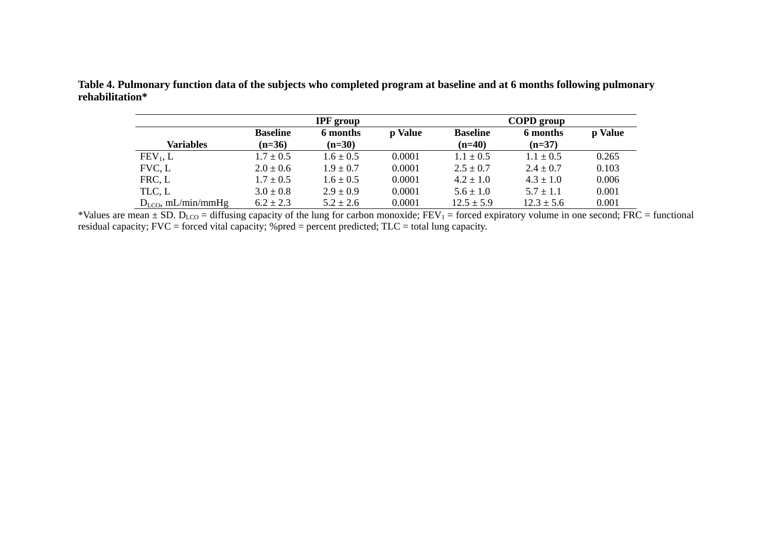**Table 4. Pulmonary function data of the subjects who completed program at baseline and at 6 months following pulmonary rehabilitation***

| | IPF group | | | COPD group | | |
|---|---|---|---|---|---|---|
| Variables | Baseline (n=36) | 6 months (n=30) | p Value | Baseline (n=40) | 6 months (n=37) | p Value |
| $FEV_1$, L | 1.7 ± 0.5 | 1.6 ± 0.5 | 0.0001 | 1.1 ± 0.5 | 1.1 ± 0.5 | 0.265 |
| FVC, L | 2.0 ± 0.6 | 1.9 ± 0.7 | 0.0001 | 2.5 ± 0.7 | 2.4 ± 0.7 | 0.103 |
| FRC, L | 1.7 ± 0.5 | 1.6 ± 0.5 | 0.0001 | 4.2 ± 1.0 | 4.3 ± 1.0 | 0.006 |
| TLC, L | 3.0 ± 0.8 | 2.9 ± 0.9 | 0.0001 | 5.6 ± 1.0 | 5.7 ± 1.1 | 0.001 |
| $D_{LCO}$, mL/min/mmHg | 6.2 ± 2.3 | 5.2 ± 2.6 | 0.0001 | 12.5 ± 5.9 | 12.3 ± 5.6 | 0.001 |

*Values are mean ± SD. $D_{LCO}$ = diffusing capacity of the lung for carbon monoxide; $FEV_1$ = forced expiratory volume in one second; FRC = functional residual capacity; FVC = forced vital capacity; %pred = percent predicted; TLC = total lung capacity.